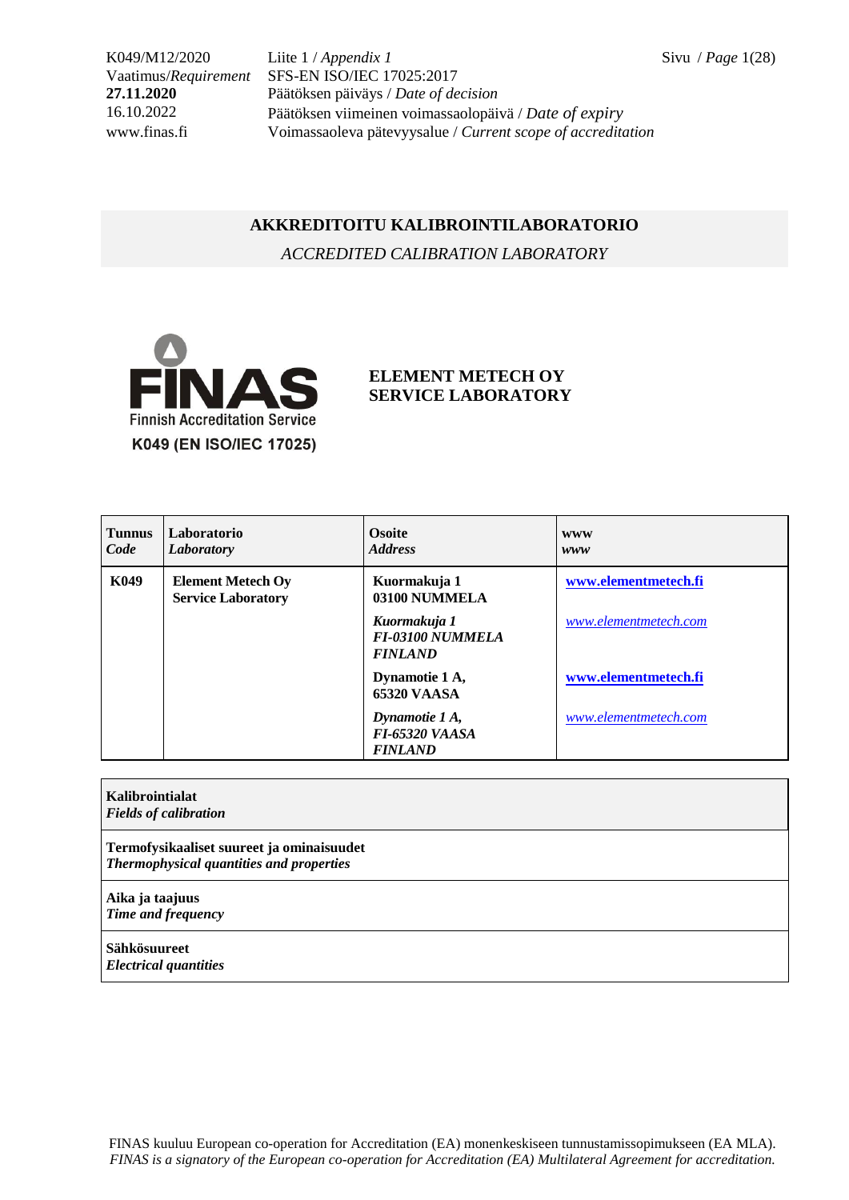K049/M12/2020 Liite 1 / *Appendix 1*
Vaatimus/*Requirement* SFS-EN ISO/IEC 17025:2017
**27.11.2020** Päätöksen päiväys / *Date of decision*
16.10.2022 Päätöksen viimeinen voimassaolopäivä / *Date of expiry*
www.finas.fi Voimassaoleva pätevyysalue / *Current scope of accreditation*

## AKKREDITOITU KALIBROINTILABORATORIO

*ACCREDITED CALIBRATION LABORATORY*

FINAS
Finnish Accreditation Service
**K049 (EN ISO/IEC 17025)**

**ELEMENT METECH OY**
**SERVICE LABORATORY**

| **Tunnus** *Code* | **Laboratorio** *Laboratory* | **Osoite** *Address* | **www** *www* |
|---|---|---|---|
| **K049** | **Element Metech Oy Service Laboratory** | **Kuormakuja 1 03100 NUMMELA** | **www.elementmetech.fi** |
| | | ***Kuormakuja 1 FI-03100 NUMMELA FINLAND*** | *www.elementmetech.com* |
| | | **Dynamotie 1 A, 65320 VAASA** | **www.elementmetech.fi** |
| | | ***Dynamotie 1 A, FI-65320 VAASA FINLAND*** | *www.elementmetech.com* |

| **Kalibrointialat** *Fields of calibration* |
|---|
| **Termofysikaaliset suureet ja ominaisuudet** ***Thermophysical quantities and properties*** |
| **Aika ja taajuus** ***Time and frequency*** |
| **Sähkösuureet** ***Electrical quantities*** |

FINAS kuuluu European co-operation for Accreditation (EA) monenkeskiseen tunnustamissopimukseen (EA MLA).
*FINAS is a signatory of the European co-operation for Accreditation (EA) Multilateral Agreement for accreditation.*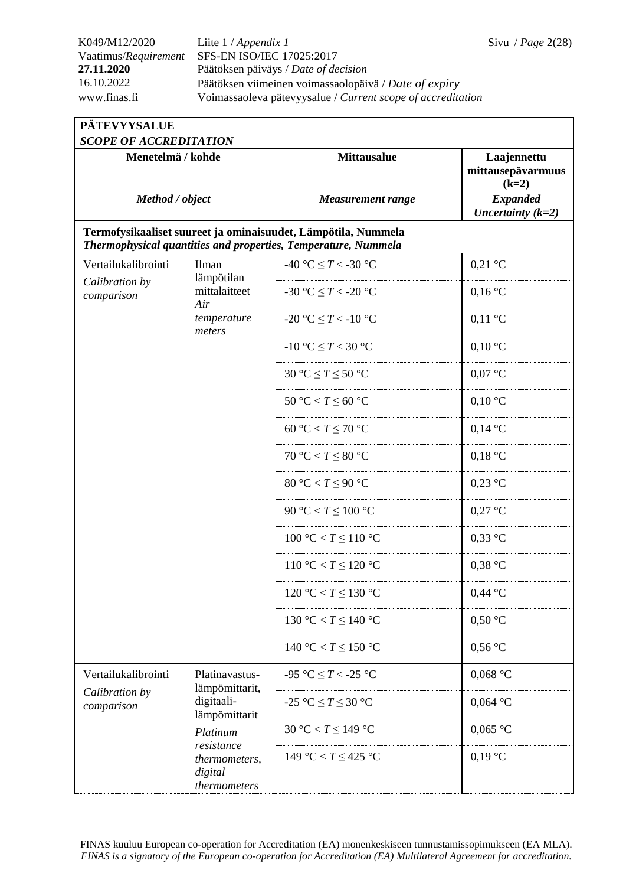| PÄTEVYYSALUE<br>*SCOPE OF ACCREDITATION* | | | |
|---|---|---|---|
| **Menetelmä / kohde**<br><br>***Method / object*** | | **Mittausalue**<br><br>***Measurement range*** | **Laajennettu mittausepävarmuus (k=2)**<br>***Expanded Uncertainty (k=2)*** |
| **Termofysikaaliset suureet ja ominaisuudet, Lämpötila, Nummela**<br>***Thermophysical quantities and properties, Temperature, Nummela*** | | | |
| Vertailukalibrointi<br>*Calibration by comparison* | Ilman lämpötilan mittalaitteet<br>*Air temperature meters* | -40 °C ≤ *T* < -30 °C | 0,21 °C |
| | | -30 °C ≤ *T* < -20 °C | 0,16 °C |
| | | -20 °C ≤ *T* < -10 °C | 0,11 °C |
| | | -10 °C ≤ *T* < 30 °C | 0,10 °C |
| | | 30 °C ≤ *T* ≤ 50 °C | 0,07 °C |
| | | 50 °C < *T* ≤ 60 °C | 0,10 °C |
| | | 60 °C < *T* ≤ 70 °C | 0,14 °C |
| | | 70 °C < *T* ≤ 80 °C | 0,18 °C |
| | | 80 °C < *T* ≤ 90 °C | 0,23 °C |
| | | 90 °C < *T* ≤ 100 °C | 0,27 °C |
| | | 100 °C < *T* ≤ 110 °C | 0,33 °C |
| | | 110 °C < *T* ≤ 120 °C | 0,38 °C |
| | | 120 °C < *T* ≤ 130 °C | 0,44 °C |
| | | 130 °C < *T* ≤ 140 °C | 0,50 °C |
| | | 140 °C < *T* ≤ 150 °C | 0,56 °C |
| Vertailukalibrointi<br>*Calibration by comparison* | Platinavastus-lämpömittarit, digitaali-lämpömittarit<br>*Platinum resistance thermometers, digital thermometers* | -95 °C ≤ *T* < -25 °C | 0,068 °C |
| | | -25 °C ≤ *T* ≤ 30 °C | 0,064 °C |
| | | 30 °C < *T* ≤ 149 °C | 0,065 °C |
| | | 149 °C < *T* ≤ 425 °C | 0,19 °C |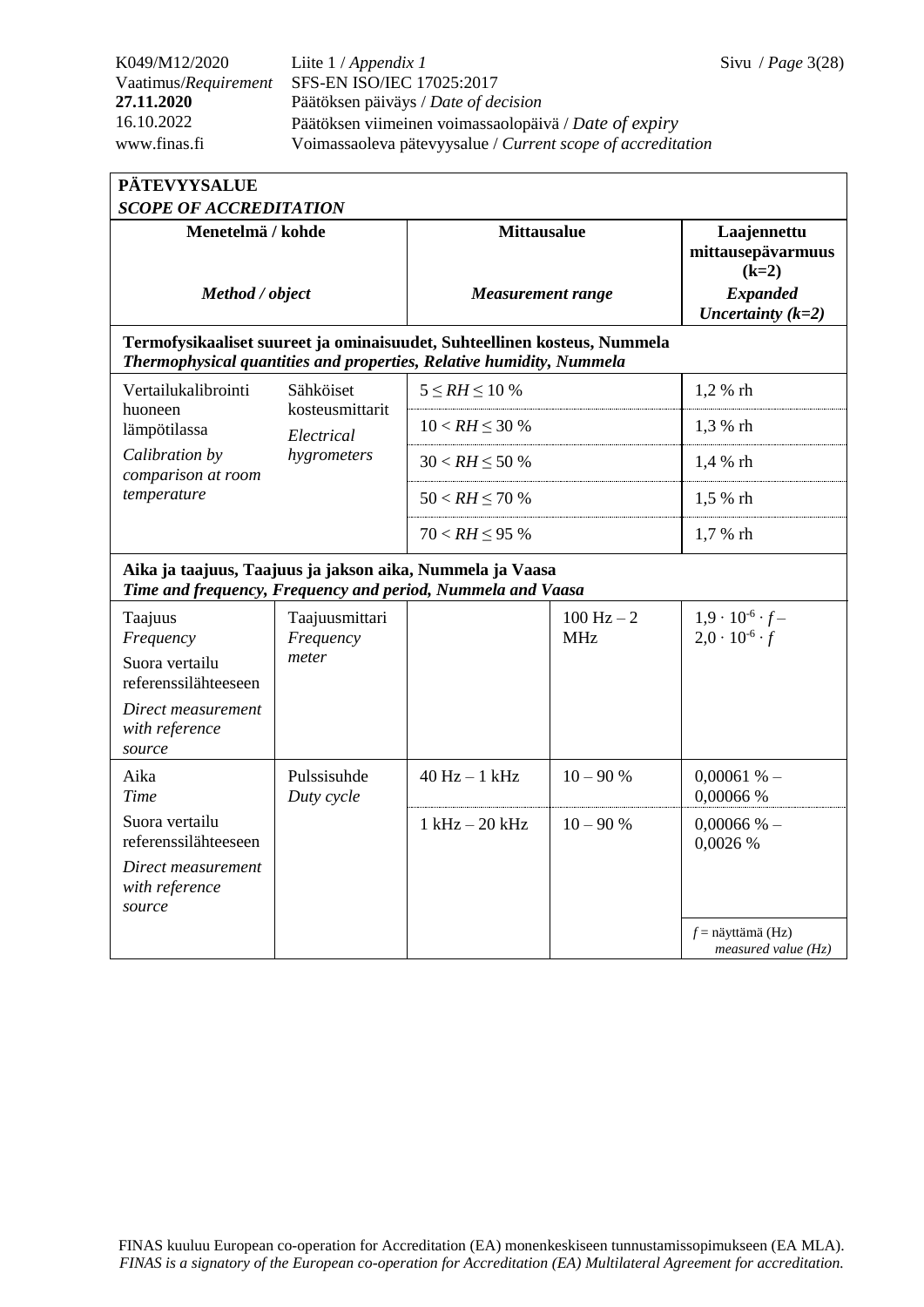| **PÄTEVYYSALUE** *SCOPE OF ACCREDITATION* | | | | |
|---|---|---|---|---|
| **Menetelmä / kohde** *Method / object* | | **Mittausalue** *Measurement range* | | **Laajennettu mittausepävarmuus (k=2)** *Expanded Uncertainty (k=2)* |
| **Termofysikaaliset suureet ja ominaisuudet, Suhteellinen kosteus, Nummela** *Thermophysical quantities and properties, Relative humidity, Nummela* | | | | |
| Vertailukalibrointi huoneen lämpötilassa *Calibration by comparison at room temperature* | Sähköiset kosteusmittarit *Electrical hygrometers* | $5 \leq RH \leq 10$ % | | 1,2 % rh |
| | | $10 < RH \leq 30$ % | | 1,3 % rh |
| | | $30 < RH \leq 50$ % | | 1,4 % rh |
| | | $50 < RH \leq 70$ % | | 1,5 % rh |
| | | $70 < RH \leq 95$ % | | 1,7 % rh |
| **Aika ja taajuus, Taajuus ja jakson aika, Nummela ja Vaasa** *Time and frequency, Frequency and period, Nummela and Vaasa* | | | | |
| Taajuus *Frequency* Suora vertailu referenssilähteeseen *Direct measurement with reference source* | Taajuusmittari *Frequency meter* | | 100 Hz – 2 MHz | $1{,}9 \cdot 10^{-6} \cdot f$ – $2{,}0 \cdot 10^{-6} \cdot f$ |
| Aika *Time* Suora vertailu referenssilähteeseen *Direct measurement with reference source* | Pulssisuhde *Duty cycle* | 40 Hz – 1 kHz | 10 – 90 % | 0,00061 % – 0,00066 % |
| | | 1 kHz – 20 kHz | 10 – 90 % | 0,00066 % – 0,0026 % |
| | | | | $f$ = näyttämä (Hz) *measured value (Hz)* |

FINAS kuuluu European co-operation for Accreditation (EA) monenkeskiseen tunnustamissopimukseen (EA MLA).
*FINAS is a signatory of the European co-operation for Accreditation (EA) Multilateral Agreement for accreditation.*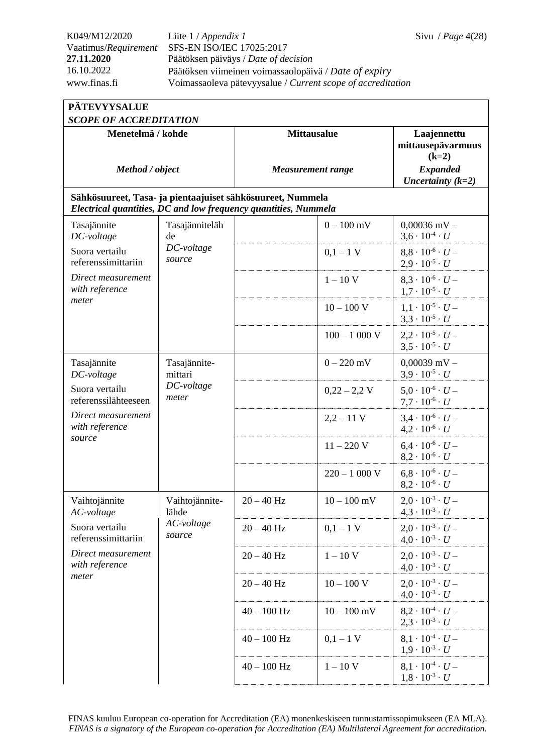| **PÄTEVYYSALUE** *SCOPE OF ACCREDITATION* | | | | |
|---|---|---|---|---|
| **Menetelmä / kohde** *Method / object* | | **Mittausalue** *Measurement range* | | **Laajennettu mittausepävarmuus (k=2)** *Expanded Uncertainty (k=2)* |
| **Sähkösuureet, Tasa- ja pientaajuiset sähkösuureet, Nummela** *Electrical quantities, DC and low frequency quantities, Nummela* | | | | |
| Tasajännite *DC-voltage* Suora vertailu referenssimittariin *Direct measurement with reference meter* | Tasajännitelähde *DC-voltage source* | | 0 – 100 mV | 0,00036 mV – $3{,}6 \cdot 10^{-4} \cdot U$ |
| | | | 0,1 – 1 V | $8{,}8 \cdot 10^{-6} \cdot U$ – $2{,}9 \cdot 10^{-5} \cdot U$ |
| | | | 1 – 10 V | $8{,}3 \cdot 10^{-6} \cdot U$ – $1{,}7 \cdot 10^{-5} \cdot U$ |
| | | | 10 – 100 V | $1{,}1 \cdot 10^{-5} \cdot U$ – $3{,}3 \cdot 10^{-5} \cdot U$ |
| | | | 100 – 1 000 V | $2{,}2 \cdot 10^{-5} \cdot U$ – $3{,}5 \cdot 10^{-5} \cdot U$ |
| Tasajännite *DC-voltage* Suora vertailu referenssilähteeseen *Direct measurement with reference source* | Tasajännitemittari *DC-voltage meter* | | 0 – 220 mV | 0,00039 mV – $3{,}9 \cdot 10^{-5} \cdot U$ |
| | | | 0,22 – 2,2 V | $5{,}0 \cdot 10^{-6} \cdot U$ – $7{,}7 \cdot 10^{-6} \cdot U$ |
| | | | 2,2 – 11 V | $3{,}4 \cdot 10^{-6} \cdot U$ – $4{,}2 \cdot 10^{-6} \cdot U$ |
| | | | 11 – 220 V | $6{,}4 \cdot 10^{-6} \cdot U$ – $8{,}2 \cdot 10^{-6} \cdot U$ |
| | | | 220 – 1 000 V | $6{,}8 \cdot 10^{-6} \cdot U$ – $8{,}2 \cdot 10^{-6} \cdot U$ |
| Vaihtojännite *AC-voltage* Suora vertailu referenssimittariin *Direct measurement with reference meter* | Vaihtojännitelähde *AC-voltage source* | 20 – 40 Hz | 10 – 100 mV | $2{,}0 \cdot 10^{-3} \cdot U$ – $4{,}3 \cdot 10^{-3} \cdot U$ |
| | | 20 – 40 Hz | 0,1 – 1 V | $2{,}0 \cdot 10^{-3} \cdot U$ – $4{,}0 \cdot 10^{-3} \cdot U$ |
| | | 20 – 40 Hz | 1 – 10 V | $2{,}0 \cdot 10^{-3} \cdot U$ – $4{,}0 \cdot 10^{-3} \cdot U$ |
| | | 20 – 40 Hz | 10 – 100 V | $2{,}0 \cdot 10^{-3} \cdot U$ – $4{,}0 \cdot 10^{-3} \cdot U$ |
| | | 40 – 100 Hz | 10 – 100 mV | $8{,}2 \cdot 10^{-4} \cdot U$ – $2{,}3 \cdot 10^{-3} \cdot U$ |
| | | 40 – 100 Hz | 0,1 – 1 V | $8{,}1 \cdot 10^{-4} \cdot U$ – $1{,}9 \cdot 10^{-3} \cdot U$ |
| | | 40 – 100 Hz | 1 – 10 V | $8{,}1 \cdot 10^{-4} \cdot U$ – $1{,}8 \cdot 10^{-3} \cdot U$ |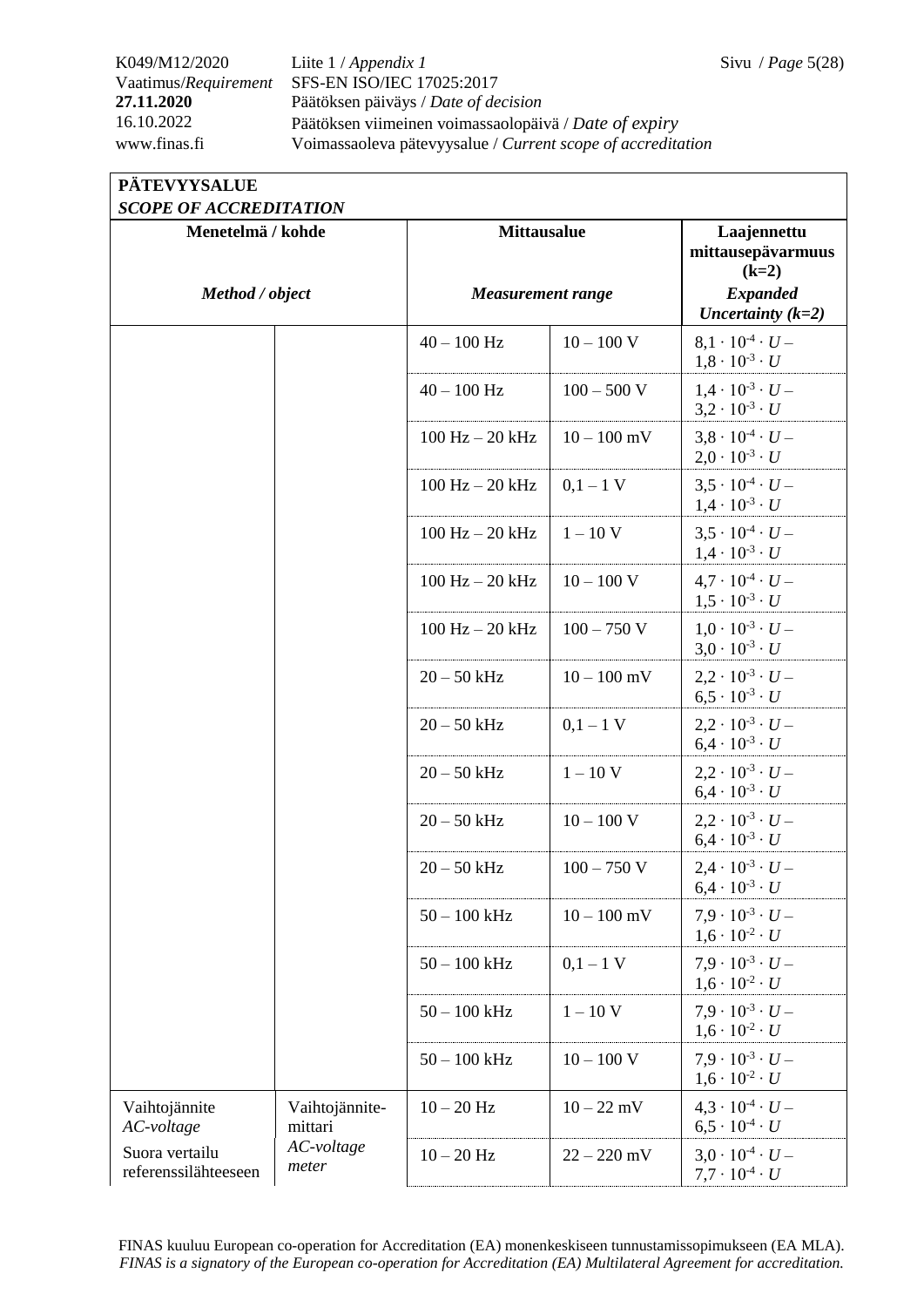| PÄTEVYYSALUE *SCOPE OF ACCREDITATION* | | | | |
|---|---|---|---|---|
| **Menetelmä / kohde** *Method / object* | | **Mittausalue** *Measurement range* | | **Laajennettu mittausepävarmuus (k=2)** ***Expanded Uncertainty (k=2)*** |
| | | 40 – 100 Hz | 10 – 100 V | $8{,}1 \cdot 10^{-4} \cdot U$ – $1{,}8 \cdot 10^{-3} \cdot U$ |
| | | 40 – 100 Hz | 100 – 500 V | $1{,}4 \cdot 10^{-3} \cdot U$ – $3{,}2 \cdot 10^{-3} \cdot U$ |
| | | 100 Hz – 20 kHz | 10 – 100 mV | $3{,}8 \cdot 10^{-4} \cdot U$ – $2{,}0 \cdot 10^{-3} \cdot U$ |
| | | 100 Hz – 20 kHz | 0,1 – 1 V | $3{,}5 \cdot 10^{-4} \cdot U$ – $1{,}4 \cdot 10^{-3} \cdot U$ |
| | | 100 Hz – 20 kHz | 1 – 10 V | $3{,}5 \cdot 10^{-4} \cdot U$ – $1{,}4 \cdot 10^{-3} \cdot U$ |
| | | 100 Hz – 20 kHz | 10 – 100 V | $4{,}7 \cdot 10^{-4} \cdot U$ – $1{,}5 \cdot 10^{-3} \cdot U$ |
| | | 100 Hz – 20 kHz | 100 – 750 V | $1{,}0 \cdot 10^{-3} \cdot U$ – $3{,}0 \cdot 10^{-3} \cdot U$ |
| | | 20 – 50 kHz | 10 – 100 mV | $2{,}2 \cdot 10^{-3} \cdot U$ – $6{,}5 \cdot 10^{-3} \cdot U$ |
| | | 20 – 50 kHz | 0,1 – 1 V | $2{,}2 \cdot 10^{-3} \cdot U$ – $6{,}4 \cdot 10^{-3} \cdot U$ |
| | | 20 – 50 kHz | 1 – 10 V | $2{,}2 \cdot 10^{-3} \cdot U$ – $6{,}4 \cdot 10^{-3} \cdot U$ |
| | | 20 – 50 kHz | 10 – 100 V | $2{,}2 \cdot 10^{-3} \cdot U$ – $6{,}4 \cdot 10^{-3} \cdot U$ |
| | | 20 – 50 kHz | 100 – 750 V | $2{,}4 \cdot 10^{-3} \cdot U$ – $6{,}4 \cdot 10^{-3} \cdot U$ |
| | | 50 – 100 kHz | 10 – 100 mV | $7{,}9 \cdot 10^{-3} \cdot U$ – $1{,}6 \cdot 10^{-2} \cdot U$ |
| | | 50 – 100 kHz | 0,1 – 1 V | $7{,}9 \cdot 10^{-3} \cdot U$ – $1{,}6 \cdot 10^{-2} \cdot U$ |
| | | 50 – 100 kHz | 1 – 10 V | $7{,}9 \cdot 10^{-3} \cdot U$ – $1{,}6 \cdot 10^{-2} \cdot U$ |
| | | 50 – 100 kHz | 10 – 100 V | $7{,}9 \cdot 10^{-3} \cdot U$ – $1{,}6 \cdot 10^{-2} \cdot U$ |
| Vaihtojännite *AC-voltage* Suora vertailu referenssilähteeseen | Vaihtojännite-mittari *AC-voltage meter* | 10 – 20 Hz | 10 – 22 mV | $4{,}3 \cdot 10^{-4} \cdot U$ – $6{,}5 \cdot 10^{-4} \cdot U$ |
| | | 10 – 20 Hz | 22 – 220 mV | $3{,}0 \cdot 10^{-4} \cdot U$ – $7{,}7 \cdot 10^{-4} \cdot U$ |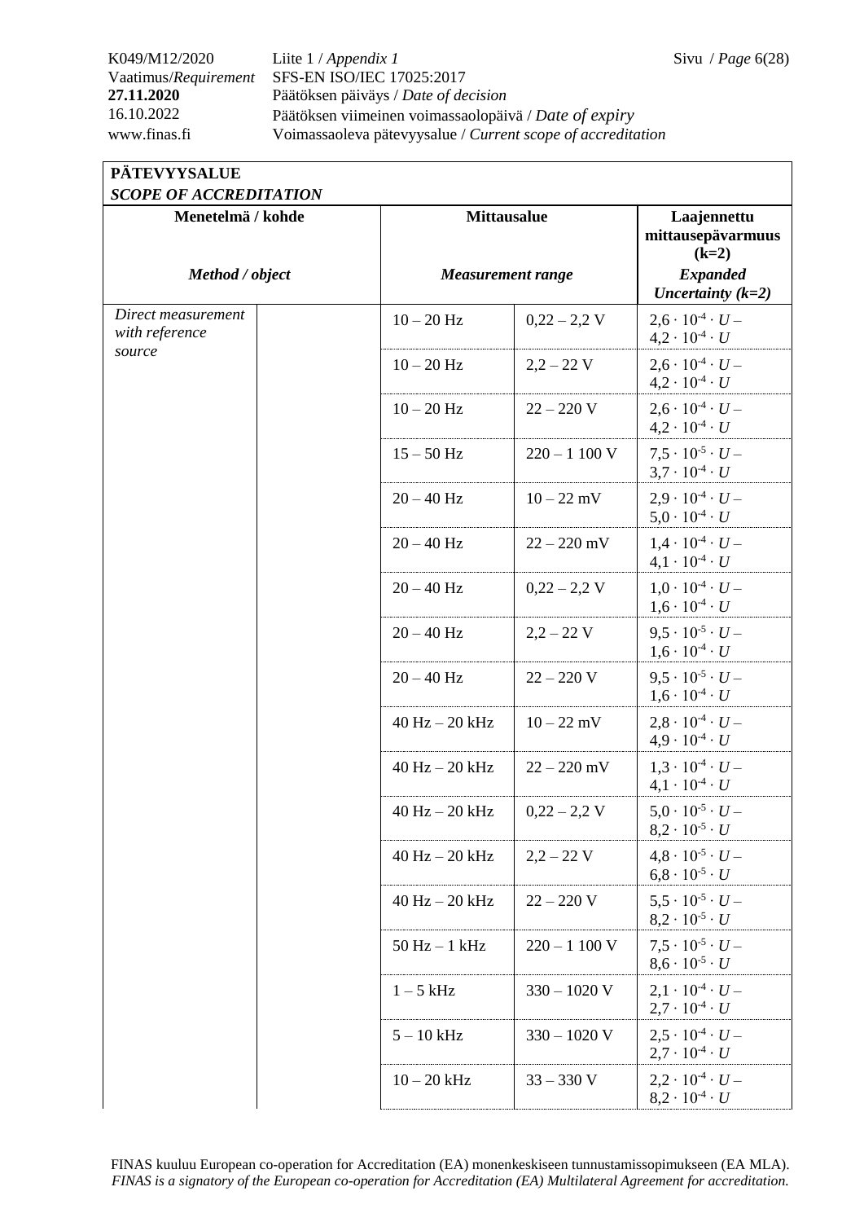**PÄTEVYYSALUE**
***SCOPE OF ACCREDITATION***

| Menetelmä / kohde *Method / object* | | Mittausalue *Measurement range* | | Laajennettu mittausepävarmuus (k=2) *Expanded Uncertainty (k=2)* |
|---|---|---|---|---|
| *Direct measurement with reference source* | | 10 – 20 Hz | 0,22 – 2,2 V | $2{,}6 \cdot 10^{-4} \cdot U$ – $4{,}2 \cdot 10^{-4} \cdot U$ |
| | | 10 – 20 Hz | 2,2 – 22 V | $2{,}6 \cdot 10^{-4} \cdot U$ – $4{,}2 \cdot 10^{-4} \cdot U$ |
| | | 10 – 20 Hz | 22 – 220 V | $2{,}6 \cdot 10^{-4} \cdot U$ – $4{,}2 \cdot 10^{-4} \cdot U$ |
| | | 15 – 50 Hz | 220 – 1 100 V | $7{,}5 \cdot 10^{-5} \cdot U$ – $3{,}7 \cdot 10^{-4} \cdot U$ |
| | | 20 – 40 Hz | 10 – 22 mV | $2{,}9 \cdot 10^{-4} \cdot U$ – $5{,}0 \cdot 10^{-4} \cdot U$ |
| | | 20 – 40 Hz | 22 – 220 mV | $1{,}4 \cdot 10^{-4} \cdot U$ – $4{,}1 \cdot 10^{-4} \cdot U$ |
| | | 20 – 40 Hz | 0,22 – 2,2 V | $1{,}0 \cdot 10^{-4} \cdot U$ – $1{,}6 \cdot 10^{-4} \cdot U$ |
| | | 20 – 40 Hz | 2,2 – 22 V | $9{,}5 \cdot 10^{-5} \cdot U$ – $1{,}6 \cdot 10^{-4} \cdot U$ |
| | | 20 – 40 Hz | 22 – 220 V | $9{,}5 \cdot 10^{-5} \cdot U$ – $1{,}6 \cdot 10^{-4} \cdot U$ |
| | | 40 Hz – 20 kHz | 10 – 22 mV | $2{,}8 \cdot 10^{-4} \cdot U$ – $4{,}9 \cdot 10^{-4} \cdot U$ |
| | | 40 Hz – 20 kHz | 22 – 220 mV | $1{,}3 \cdot 10^{-4} \cdot U$ – $4{,}1 \cdot 10^{-4} \cdot U$ |
| | | 40 Hz – 20 kHz | 0,22 – 2,2 V | $5{,}0 \cdot 10^{-5} \cdot U$ – $8{,}2 \cdot 10^{-5} \cdot U$ |
| | | 40 Hz – 20 kHz | 2,2 – 22 V | $4{,}8 \cdot 10^{-5} \cdot U$ – $6{,}8 \cdot 10^{-5} \cdot U$ |
| | | 40 Hz – 20 kHz | 22 – 220 V | $5{,}5 \cdot 10^{-5} \cdot U$ – $8{,}2 \cdot 10^{-5} \cdot U$ |
| | | 50 Hz – 1 kHz | 220 – 1 100 V | $7{,}5 \cdot 10^{-5} \cdot U$ – $8{,}6 \cdot 10^{-5} \cdot U$ |
| | | 1 – 5 kHz | 330 – 1020 V | $2{,}1 \cdot 10^{-4} \cdot U$ – $2{,}7 \cdot 10^{-4} \cdot U$ |
| | | 5 – 10 kHz | 330 – 1020 V | $2{,}5 \cdot 10^{-4} \cdot U$ – $2{,}7 \cdot 10^{-4} \cdot U$ |
| | | 10 – 20 kHz | 33 – 330 V | $2{,}2 \cdot 10^{-4} \cdot U$ – $8{,}2 \cdot 10^{-4} \cdot U$ |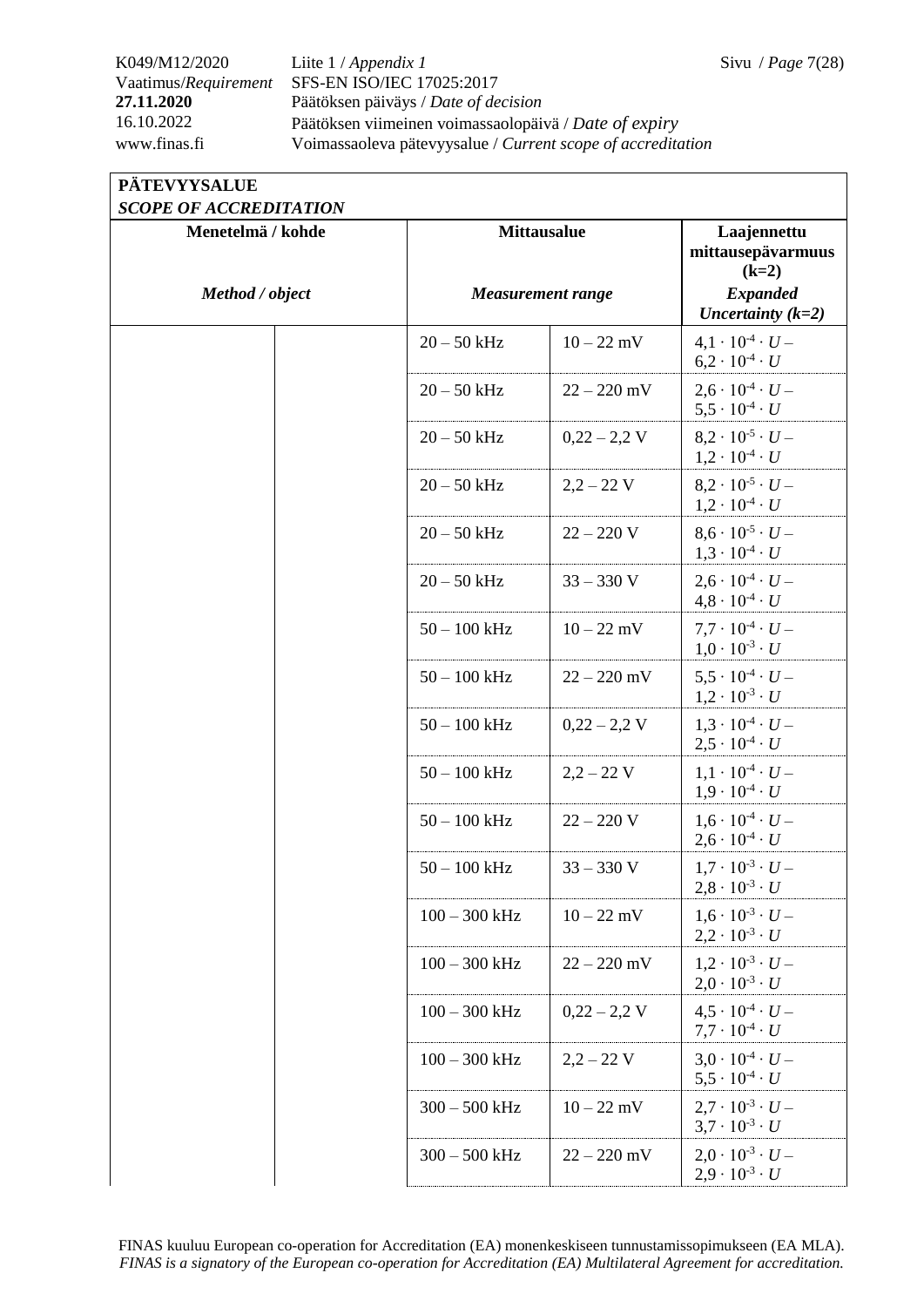**PÄTEVYYSALUE**
***SCOPE OF ACCREDITATION***

| Menetelmä / kohde<br>*Method / object* | | Mittausalue<br>*Measurement range* | | Laajennettu mittausepävarmuus (k=2)<br>*Expanded Uncertainty (k=2)* |
|---|---|---|---|---|
| | | 20 – 50 kHz | 10 – 22 mV | $4{,}1 \cdot 10^{-4} \cdot U$ – $6{,}2 \cdot 10^{-4} \cdot U$ |
| | | 20 – 50 kHz | 22 – 220 mV | $2{,}6 \cdot 10^{-4} \cdot U$ – $5{,}5 \cdot 10^{-4} \cdot U$ |
| | | 20 – 50 kHz | 0,22 – 2,2 V | $8{,}2 \cdot 10^{-5} \cdot U$ – $1{,}2 \cdot 10^{-4} \cdot U$ |
| | | 20 – 50 kHz | 2,2 – 22 V | $8{,}2 \cdot 10^{-5} \cdot U$ – $1{,}2 \cdot 10^{-4} \cdot U$ |
| | | 20 – 50 kHz | 22 – 220 V | $8{,}6 \cdot 10^{-5} \cdot U$ – $1{,}3 \cdot 10^{-4} \cdot U$ |
| | | 20 – 50 kHz | 33 – 330 V | $2{,}6 \cdot 10^{-4} \cdot U$ – $4{,}8 \cdot 10^{-4} \cdot U$ |
| | | 50 – 100 kHz | 10 – 22 mV | $7{,}7 \cdot 10^{-4} \cdot U$ – $1{,}0 \cdot 10^{-3} \cdot U$ |
| | | 50 – 100 kHz | 22 – 220 mV | $5{,}5 \cdot 10^{-4} \cdot U$ – $1{,}2 \cdot 10^{-3} \cdot U$ |
| | | 50 – 100 kHz | 0,22 – 2,2 V | $1{,}3 \cdot 10^{-4} \cdot U$ – $2{,}5 \cdot 10^{-4} \cdot U$ |
| | | 50 – 100 kHz | 2,2 – 22 V | $1{,}1 \cdot 10^{-4} \cdot U$ – $1{,}9 \cdot 10^{-4} \cdot U$ |
| | | 50 – 100 kHz | 22 – 220 V | $1{,}6 \cdot 10^{-4} \cdot U$ – $2{,}6 \cdot 10^{-4} \cdot U$ |
| | | 50 – 100 kHz | 33 – 330 V | $1{,}7 \cdot 10^{-3} \cdot U$ – $2{,}8 \cdot 10^{-3} \cdot U$ |
| | | 100 – 300 kHz | 10 – 22 mV | $1{,}6 \cdot 10^{-3} \cdot U$ – $2{,}2 \cdot 10^{-3} \cdot U$ |
| | | 100 – 300 kHz | 22 – 220 mV | $1{,}2 \cdot 10^{-3} \cdot U$ – $2{,}0 \cdot 10^{-3} \cdot U$ |
| | | 100 – 300 kHz | 0,22 – 2,2 V | $4{,}5 \cdot 10^{-4} \cdot U$ – $7{,}7 \cdot 10^{-4} \cdot U$ |
| | | 100 – 300 kHz | 2,2 – 22 V | $3{,}0 \cdot 10^{-4} \cdot U$ – $5{,}5 \cdot 10^{-4} \cdot U$ |
| | | 300 – 500 kHz | 10 – 22 mV | $2{,}7 \cdot 10^{-3} \cdot U$ – $3{,}7 \cdot 10^{-3} \cdot U$ |
| | | 300 – 500 kHz | 22 – 220 mV | $2{,}0 \cdot 10^{-3} \cdot U$ – $2{,}9 \cdot 10^{-3} \cdot U$ |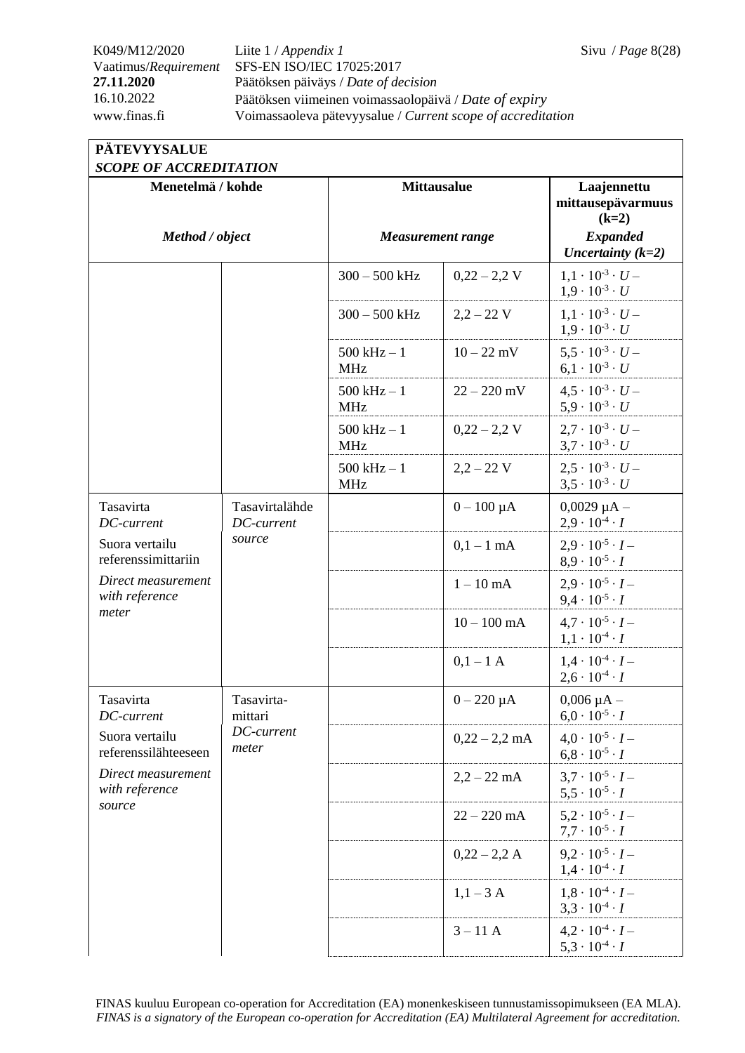| **PÄTEVYYSALUE** *SCOPE OF ACCREDITATION* | | | | |
|---|---|---|---|---|
| **Menetelmä / kohde** *Method / object* | | **Mittausalue** *Measurement range* | | **Laajennettu mittausepävarmuus (k=2)** *Expanded Uncertainty (k=2)* |
| | | 300 – 500 kHz | 0,22 – 2,2 V | $1{,}1 \cdot 10^{-3} \cdot U$ – $1{,}9 \cdot 10^{-3} \cdot U$ |
| | | 300 – 500 kHz | 2,2 – 22 V | $1{,}1 \cdot 10^{-3} \cdot U$ – $1{,}9 \cdot 10^{-3} \cdot U$ |
| | | 500 kHz – 1 MHz | 10 – 22 mV | $5{,}5 \cdot 10^{-3} \cdot U$ – $6{,}1 \cdot 10^{-3} \cdot U$ |
| | | 500 kHz – 1 MHz | 22 – 220 mV | $4{,}5 \cdot 10^{-3} \cdot U$ – $5{,}9 \cdot 10^{-3} \cdot U$ |
| | | 500 kHz – 1 MHz | 0,22 – 2,2 V | $2{,}7 \cdot 10^{-3} \cdot U$ – $3{,}7 \cdot 10^{-3} \cdot U$ |
| | | 500 kHz – 1 MHz | 2,2 – 22 V | $2{,}5 \cdot 10^{-3} \cdot U$ – $3{,}5 \cdot 10^{-3} \cdot U$ |
| Tasavirta *DC-current* Suora vertailu referenssimittariin *Direct measurement with reference meter* | Tasavirtalähde *DC-current source* | | 0 – 100 µA | 0,0029 µA – $2{,}9 \cdot 10^{-4} \cdot I$ |
| | | | 0,1 – 1 mA | $2{,}9 \cdot 10^{-5} \cdot I$ – $8{,}9 \cdot 10^{-5} \cdot I$ |
| | | | 1 – 10 mA | $2{,}9 \cdot 10^{-5} \cdot I$ – $9{,}4 \cdot 10^{-5} \cdot I$ |
| | | | 10 – 100 mA | $4{,}7 \cdot 10^{-5} \cdot I$ – $1{,}1 \cdot 10^{-4} \cdot I$ |
| | | | 0,1 – 1 A | $1{,}4 \cdot 10^{-4} \cdot I$ – $2{,}6 \cdot 10^{-4} \cdot I$ |
| Tasavirta *DC-current* Suora vertailu referenssilähteeseen *Direct measurement with reference source* | Tasavirta-mittari *DC-current meter* | | 0 – 220 µA | 0,006 µA – $6{,}0 \cdot 10^{-5} \cdot I$ |
| | | | 0,22 – 2,2 mA | $4{,}0 \cdot 10^{-5} \cdot I$ – $6{,}8 \cdot 10^{-5} \cdot I$ |
| | | | 2,2 – 22 mA | $3{,}7 \cdot 10^{-5} \cdot I$ – $5{,}5 \cdot 10^{-5} \cdot I$ |
| | | | 22 – 220 mA | $5{,}2 \cdot 10^{-5} \cdot I$ – $7{,}7 \cdot 10^{-5} \cdot I$ |
| | | | 0,22 – 2,2 A | $9{,}2 \cdot 10^{-5} \cdot I$ – $1{,}4 \cdot 10^{-4} \cdot I$ |
| | | | 1,1 – 3 A | $1{,}8 \cdot 10^{-4} \cdot I$ – $3{,}3 \cdot 10^{-4} \cdot I$ |
| | | | 3 – 11 A | $4{,}2 \cdot 10^{-4} \cdot I$ – $5{,}3 \cdot 10^{-4} \cdot I$ |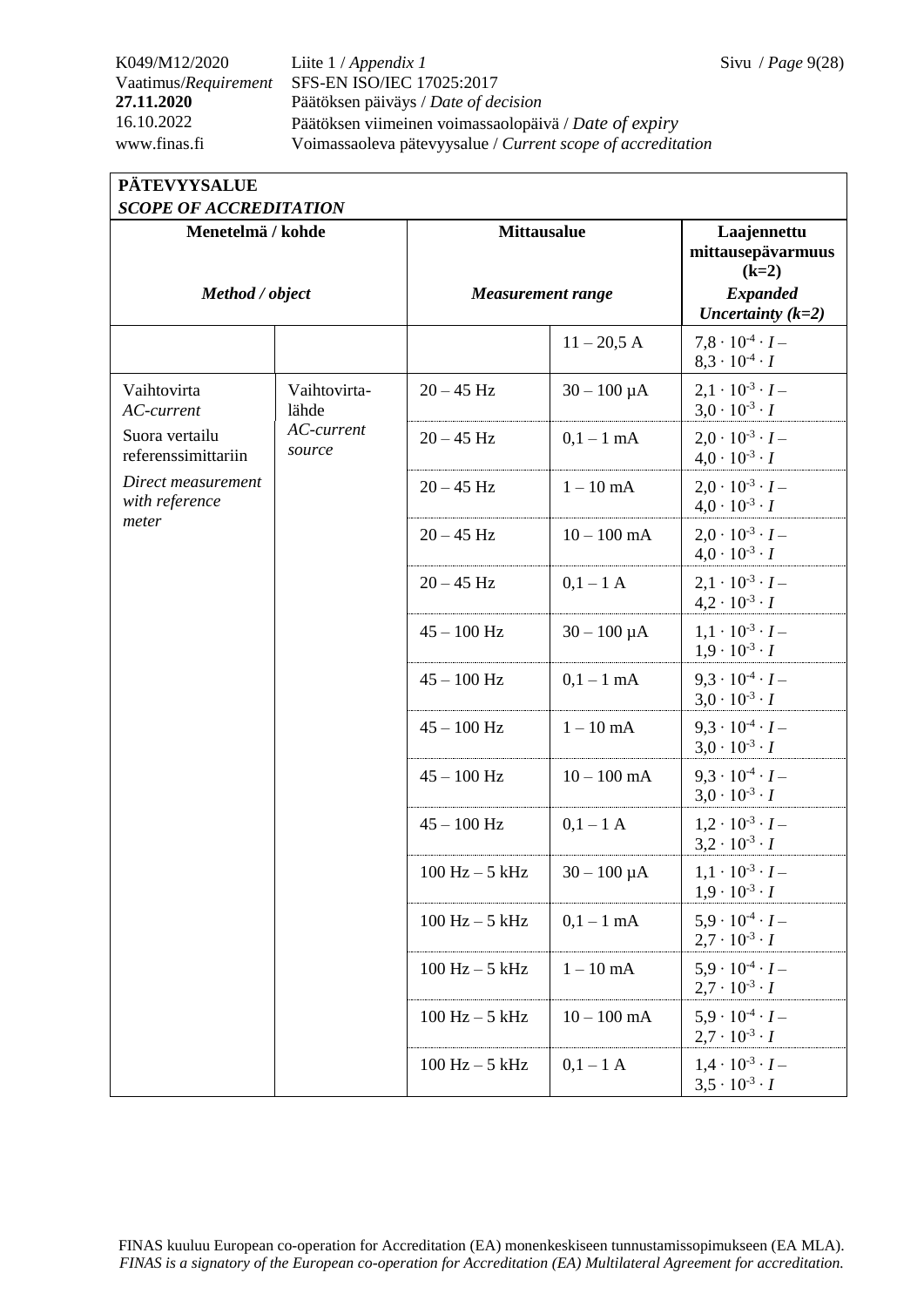**PÄTEVYYSALUE**
***SCOPE OF ACCREDITATION***

| Menetelmä / kohde<br><br>*Method / object* | | Mittausalue<br><br>*Measurement range* | | Laajennettu mittausepävarmuus (k=2)<br>*Expanded Uncertainty (k=2)* |
|---|---|---|---|---|
| | | | 11 – 20,5 A | $7{,}8 \cdot 10^{-4} \cdot I$ – $8{,}3 \cdot 10^{-4} \cdot I$ |
| Vaihtovirta<br>*AC-current*<br>Suora vertailu referenssimittariin<br>*Direct measurement with reference meter* | Vaihtovirta-lähde<br>*AC-current source* | 20 – 45 Hz | 30 – 100 µA | $2{,}1 \cdot 10^{-3} \cdot I$ – $3{,}0 \cdot 10^{-3} \cdot I$ |
| | | 20 – 45 Hz | 0,1 – 1 mA | $2{,}0 \cdot 10^{-3} \cdot I$ – $4{,}0 \cdot 10^{-3} \cdot I$ |
| | | 20 – 45 Hz | 1 – 10 mA | $2{,}0 \cdot 10^{-3} \cdot I$ – $4{,}0 \cdot 10^{-3} \cdot I$ |
| | | 20 – 45 Hz | 10 – 100 mA | $2{,}0 \cdot 10^{-3} \cdot I$ – $4{,}0 \cdot 10^{-3} \cdot I$ |
| | | 20 – 45 Hz | 0,1 – 1 A | $2{,}1 \cdot 10^{-3} \cdot I$ – $4{,}2 \cdot 10^{-3} \cdot I$ |
| | | 45 – 100 Hz | 30 – 100 µA | $1{,}1 \cdot 10^{-3} \cdot I$ – $1{,}9 \cdot 10^{-3} \cdot I$ |
| | | 45 – 100 Hz | 0,1 – 1 mA | $9{,}3 \cdot 10^{-4} \cdot I$ – $3{,}0 \cdot 10^{-3} \cdot I$ |
| | | 45 – 100 Hz | 1 – 10 mA | $9{,}3 \cdot 10^{-4} \cdot I$ – $3{,}0 \cdot 10^{-3} \cdot I$ |
| | | 45 – 100 Hz | 10 – 100 mA | $9{,}3 \cdot 10^{-4} \cdot I$ – $3{,}0 \cdot 10^{-3} \cdot I$ |
| | | 45 – 100 Hz | 0,1 – 1 A | $1{,}2 \cdot 10^{-3} \cdot I$ – $3{,}2 \cdot 10^{-3} \cdot I$ |
| | | 100 Hz – 5 kHz | 30 – 100 µA | $1{,}1 \cdot 10^{-3} \cdot I$ – $1{,}9 \cdot 10^{-3} \cdot I$ |
| | | 100 Hz – 5 kHz | 0,1 – 1 mA | $5{,}9 \cdot 10^{-4} \cdot I$ – $2{,}7 \cdot 10^{-3} \cdot I$ |
| | | 100 Hz – 5 kHz | 1 – 10 mA | $5{,}9 \cdot 10^{-4} \cdot I$ – $2{,}7 \cdot 10^{-3} \cdot I$ |
| | | 100 Hz – 5 kHz | 10 – 100 mA | $5{,}9 \cdot 10^{-4} \cdot I$ – $2{,}7 \cdot 10^{-3} \cdot I$ |
| | | 100 Hz – 5 kHz | 0,1 – 1 A | $1{,}4 \cdot 10^{-3} \cdot I$ – $3{,}5 \cdot 10^{-3} \cdot I$ |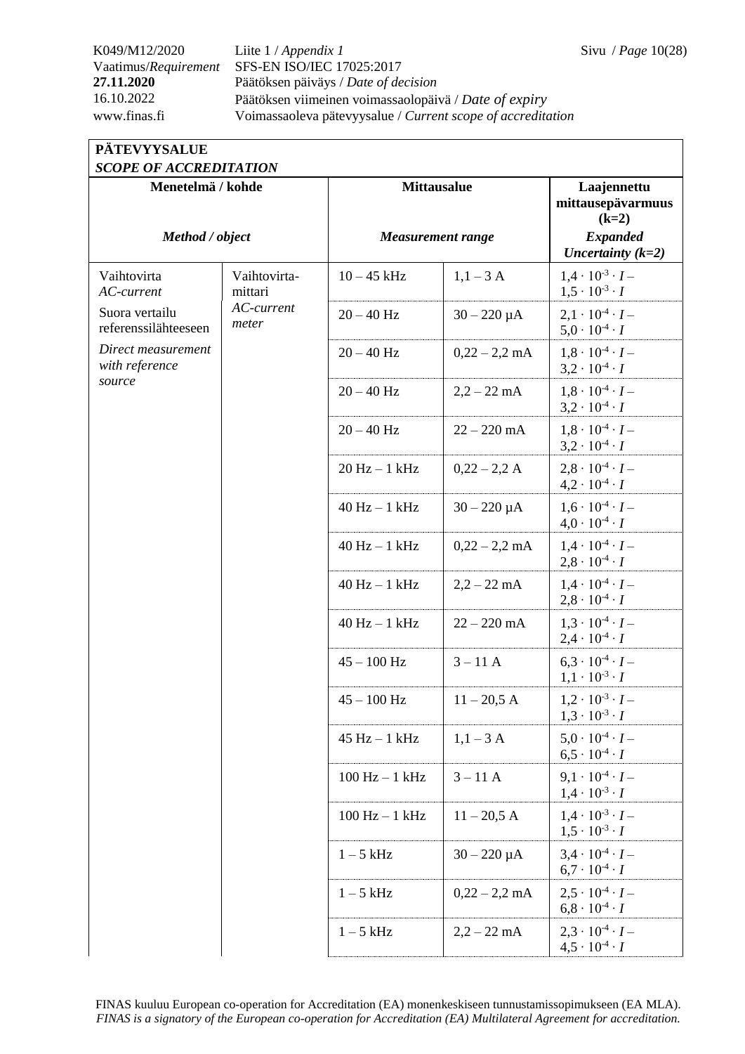| **PÄTEVYYSALUE** *SCOPE OF ACCREDITATION* | | | | |
|---|---|---|---|---|
| **Menetelmä / kohde** *Method / object* | | **Mittausalue** *Measurement range* | | **Laajennettu mittausepävarmuus (k=2)** *Expanded Uncertainty (k=2)* |
| Vaihtovirta *AC-current* Suora vertailu referenssilähteeseen *Direct measurement with reference source* | Vaihtovirta-mittari *AC-current meter* | 10 – 45 kHz | 1,1 – 3 A | $1{,}4 \cdot 10^{-3} \cdot I$ – $1{,}5 \cdot 10^{-3} \cdot I$ |
| | | 20 – 40 Hz | 30 – 220 µA | $2{,}1 \cdot 10^{-4} \cdot I$ – $5{,}0 \cdot 10^{-4} \cdot I$ |
| | | 20 – 40 Hz | 0,22 – 2,2 mA | $1{,}8 \cdot 10^{-4} \cdot I$ – $3{,}2 \cdot 10^{-4} \cdot I$ |
| | | 20 – 40 Hz | 2,2 – 22 mA | $1{,}8 \cdot 10^{-4} \cdot I$ – $3{,}2 \cdot 10^{-4} \cdot I$ |
| | | 20 – 40 Hz | 22 – 220 mA | $1{,}8 \cdot 10^{-4} \cdot I$ – $3{,}2 \cdot 10^{-4} \cdot I$ |
| | | 20 Hz – 1 kHz | 0,22 – 2,2 A | $2{,}8 \cdot 10^{-4} \cdot I$ – $4{,}2 \cdot 10^{-4} \cdot I$ |
| | | 40 Hz – 1 kHz | 30 – 220 µA | $1{,}6 \cdot 10^{-4} \cdot I$ – $4{,}0 \cdot 10^{-4} \cdot I$ |
| | | 40 Hz – 1 kHz | 0,22 – 2,2 mA | $1{,}4 \cdot 10^{-4} \cdot I$ – $2{,}8 \cdot 10^{-4} \cdot I$ |
| | | 40 Hz – 1 kHz | 2,2 – 22 mA | $1{,}4 \cdot 10^{-4} \cdot I$ – $2{,}8 \cdot 10^{-4} \cdot I$ |
| | | 40 Hz – 1 kHz | 22 – 220 mA | $1{,}3 \cdot 10^{-4} \cdot I$ – $2{,}4 \cdot 10^{-4} \cdot I$ |
| | | 45 – 100 Hz | 3 – 11 A | $6{,}3 \cdot 10^{-4} \cdot I$ – $1{,}1 \cdot 10^{-3} \cdot I$ |
| | | 45 – 100 Hz | 11 – 20,5 A | $1{,}2 \cdot 10^{-3} \cdot I$ – $1{,}3 \cdot 10^{-3} \cdot I$ |
| | | 45 Hz – 1 kHz | 1,1 – 3 A | $5{,}0 \cdot 10^{-4} \cdot I$ – $6{,}5 \cdot 10^{-4} \cdot I$ |
| | | 100 Hz – 1 kHz | 3 – 11 A | $9{,}1 \cdot 10^{-4} \cdot I$ – $1{,}4 \cdot 10^{-3} \cdot I$ |
| | | 100 Hz – 1 kHz | 11 – 20,5 A | $1{,}4 \cdot 10^{-3} \cdot I$ – $1{,}5 \cdot 10^{-3} \cdot I$ |
| | | 1 – 5 kHz | 30 – 220 µA | $3{,}4 \cdot 10^{-4} \cdot I$ – $6{,}7 \cdot 10^{-4} \cdot I$ |
| | | 1 – 5 kHz | 0,22 – 2,2 mA | $2{,}5 \cdot 10^{-4} \cdot I$ – $6{,}8 \cdot 10^{-4} \cdot I$ |
| | | 1 – 5 kHz | 2,2 – 22 mA | $2{,}3 \cdot 10^{-4} \cdot I$ – $4{,}5 \cdot 10^{-4} \cdot I$ |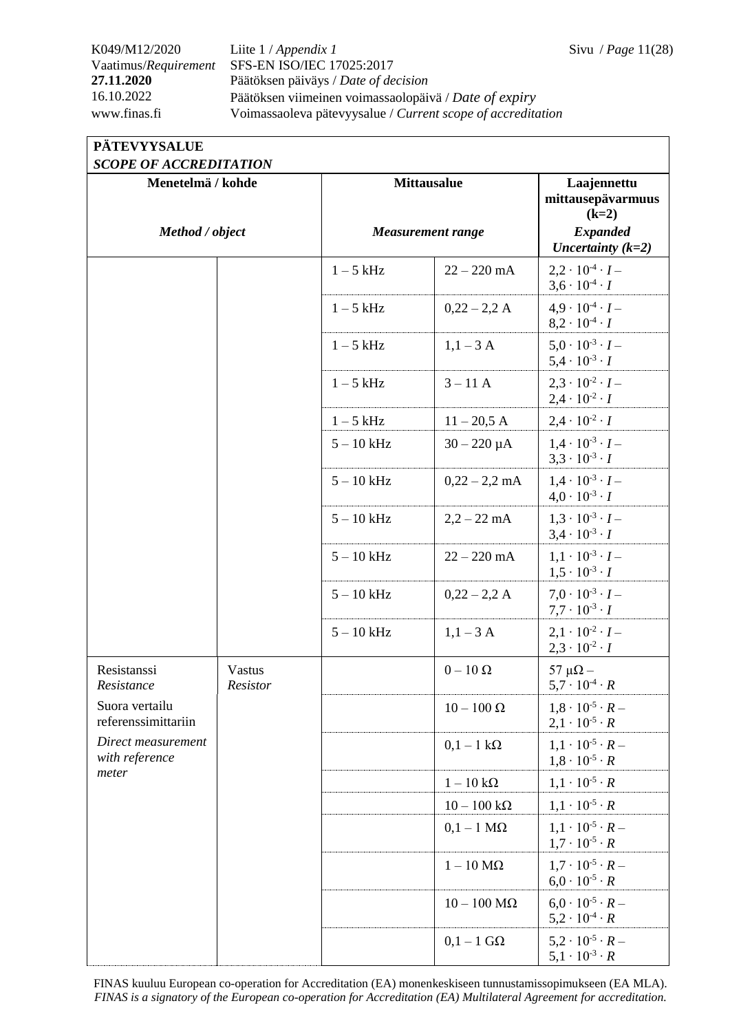| PÄTEVYYSALUE *SCOPE OF ACCREDITATION* | | | | |
|---|---|---|---|---|
| **Menetelmä / kohde** *Method / object* | | **Mittausalue** *Measurement range* | | **Laajennettu mittausepävarmuus (k=2)** *Expanded Uncertainty (k=2)* |
| | | 1 – 5 kHz | 22 – 220 mA | $2,2 \cdot 10^{-4} \cdot I$ – $3,6 \cdot 10^{-4} \cdot I$ |
| | | 1 – 5 kHz | 0,22 – 2,2 A | $4,9 \cdot 10^{-4} \cdot I$ – $8,2 \cdot 10^{-4} \cdot I$ |
| | | 1 – 5 kHz | 1,1 – 3 A | $5,0 \cdot 10^{-3} \cdot I$ – $5,4 \cdot 10^{-3} \cdot I$ |
| | | 1 – 5 kHz | 3 – 11 A | $2,3 \cdot 10^{-2} \cdot I$ – $2,4 \cdot 10^{-2} \cdot I$ |
| | | 1 – 5 kHz | 11 – 20,5 A | $2,4 \cdot 10^{-2} \cdot I$ |
| | | 5 – 10 kHz | 30 – 220 µA | $1,4 \cdot 10^{-3} \cdot I$ – $3,3 \cdot 10^{-3} \cdot I$ |
| | | 5 – 10 kHz | 0,22 – 2,2 mA | $1,4 \cdot 10^{-3} \cdot I$ – $4,0 \cdot 10^{-3} \cdot I$ |
| | | 5 – 10 kHz | 2,2 – 22 mA | $1,3 \cdot 10^{-3} \cdot I$ – $3,4 \cdot 10^{-3} \cdot I$ |
| | | 5 – 10 kHz | 22 – 220 mA | $1,1 \cdot 10^{-3} \cdot I$ – $1,5 \cdot 10^{-3} \cdot I$ |
| | | 5 – 10 kHz | 0,22 – 2,2 A | $7,0 \cdot 10^{-3} \cdot I$ – $7,7 \cdot 10^{-3} \cdot I$ |
| | | 5 – 10 kHz | 1,1 – 3 A | $2,1 \cdot 10^{-2} \cdot I$ – $2,3 \cdot 10^{-2} \cdot I$ |
| Resistanssi *Resistance* | Vastus *Resistor* | | 0 – 10 Ω | 57 µΩ – $5,7 \cdot 10^{-4} \cdot R$ |
| Suora vertailu referenssimittariin | | | 10 – 100 Ω | $1,8 \cdot 10^{-5} \cdot R$ – $2,1 \cdot 10^{-5} \cdot R$ |
| *Direct measurement with reference meter* | | | 0,1 – 1 kΩ | $1,1 \cdot 10^{-5} \cdot R$ – $1,8 \cdot 10^{-5} \cdot R$ |
| | | | 1 – 10 kΩ | $1,1 \cdot 10^{-5} \cdot R$ |
| | | | 10 – 100 kΩ | $1,1 \cdot 10^{-5} \cdot R$ |
| | | | 0,1 – 1 MΩ | $1,1 \cdot 10^{-5} \cdot R$ – $1,7 \cdot 10^{-5} \cdot R$ |
| | | | 1 – 10 MΩ | $1,7 \cdot 10^{-5} \cdot R$ – $6,0 \cdot 10^{-5} \cdot R$ |
| | | | 10 – 100 MΩ | $6,0 \cdot 10^{-5} \cdot R$ – $5,2 \cdot 10^{-4} \cdot R$ |
| | | | 0,1 – 1 GΩ | $5,2 \cdot 10^{-5} \cdot R$ – $5,1 \cdot 10^{-3} \cdot R$ |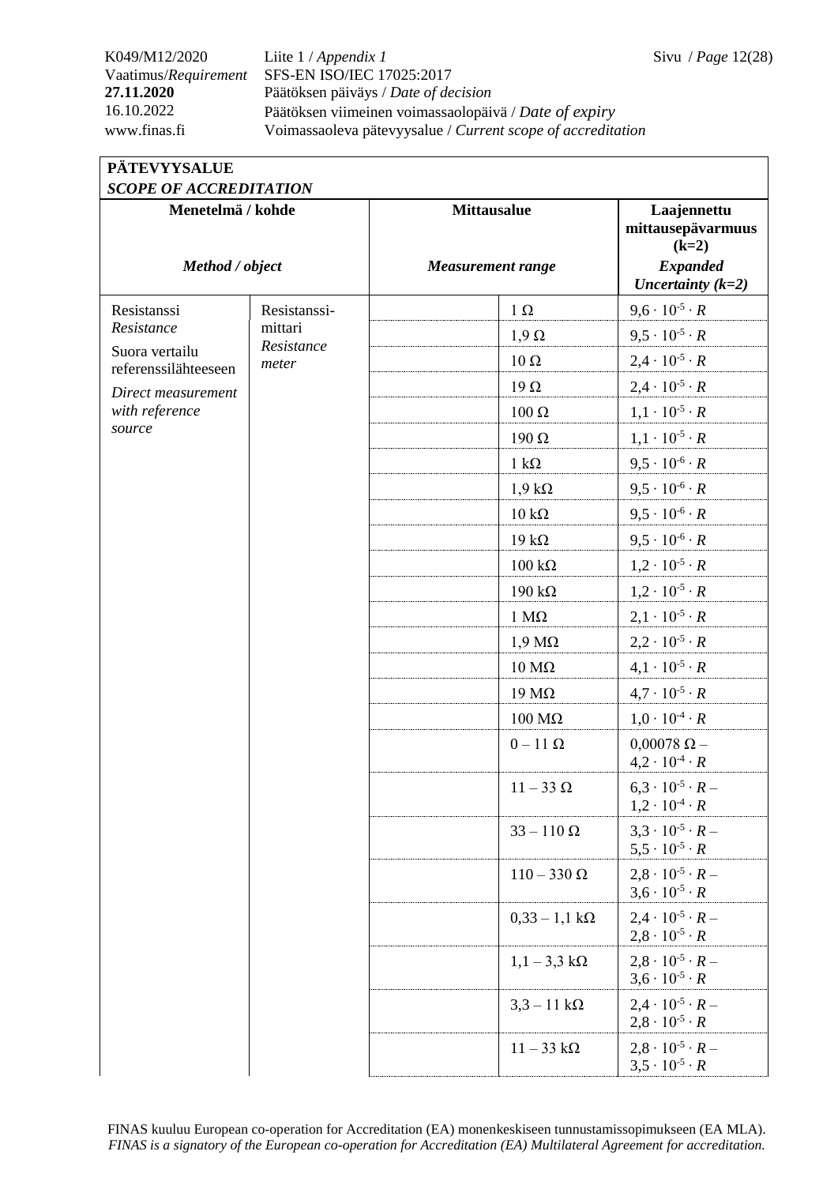| **PÄTEVYYSALUE** *SCOPE OF ACCREDITATION* | | | | |
|---|---|---|---|---|
| **Menetelmä / kohde** *Method / object* | | **Mittausalue** *Measurement range* | | **Laajennettu mittausepävarmuus (k=2)** *Expanded Uncertainty (k=2)* |
| Resistanssi *Resistance* Suora vertailu referenssilähteeseen *Direct measurement with reference source* | Resistanssi-mittari *Resistance meter* | | 1 Ω | $9,6 \cdot 10^{-5} \cdot R$ |
| | | | 1,9 Ω | $9,5 \cdot 10^{-5} \cdot R$ |
| | | | 10 Ω | $2,4 \cdot 10^{-5} \cdot R$ |
| | | | 19 Ω | $2,4 \cdot 10^{-5} \cdot R$ |
| | | | 100 Ω | $1,1 \cdot 10^{-5} \cdot R$ |
| | | | 190 Ω | $1,1 \cdot 10^{-5} \cdot R$ |
| | | | 1 kΩ | $9,5 \cdot 10^{-6} \cdot R$ |
| | | | 1,9 kΩ | $9,5 \cdot 10^{-6} \cdot R$ |
| | | | 10 kΩ | $9,5 \cdot 10^{-6} \cdot R$ |
| | | | 19 kΩ | $9,5 \cdot 10^{-6} \cdot R$ |
| | | | 100 kΩ | $1,2 \cdot 10^{-5} \cdot R$ |
| | | | 190 kΩ | $1,2 \cdot 10^{-5} \cdot R$ |
| | | | 1 MΩ | $2,1 \cdot 10^{-5} \cdot R$ |
| | | | 1,9 MΩ | $2,2 \cdot 10^{-5} \cdot R$ |
| | | | 10 MΩ | $4,1 \cdot 10^{-5} \cdot R$ |
| | | | 19 MΩ | $4,7 \cdot 10^{-5} \cdot R$ |
| | | | 100 MΩ | $1,0 \cdot 10^{-4} \cdot R$ |
| | | | 0 – 11 Ω | 0,00078 Ω – $4,2 \cdot 10^{-4} \cdot R$ |
| | | | 11 – 33 Ω | $6,3 \cdot 10^{-5} \cdot R$ – $1,2 \cdot 10^{-4} \cdot R$ |
| | | | 33 – 110 Ω | $3,3 \cdot 10^{-5} \cdot R$ – $5,5 \cdot 10^{-5} \cdot R$ |
| | | | 110 – 330 Ω | $2,8 \cdot 10^{-5} \cdot R$ – $3,6 \cdot 10^{-5} \cdot R$ |
| | | | 0,33 – 1,1 kΩ | $2,4 \cdot 10^{-5} \cdot R$ – $2,8 \cdot 10^{-5} \cdot R$ |
| | | | 1,1 – 3,3 kΩ | $2,8 \cdot 10^{-5} \cdot R$ – $3,6 \cdot 10^{-5} \cdot R$ |
| | | | 3,3 – 11 kΩ | $2,4 \cdot 10^{-5} \cdot R$ – $2,8 \cdot 10^{-5} \cdot R$ |
| | | | 11 – 33 kΩ | $2,8 \cdot 10^{-5} \cdot R$ – $3,5 \cdot 10^{-5} \cdot R$ |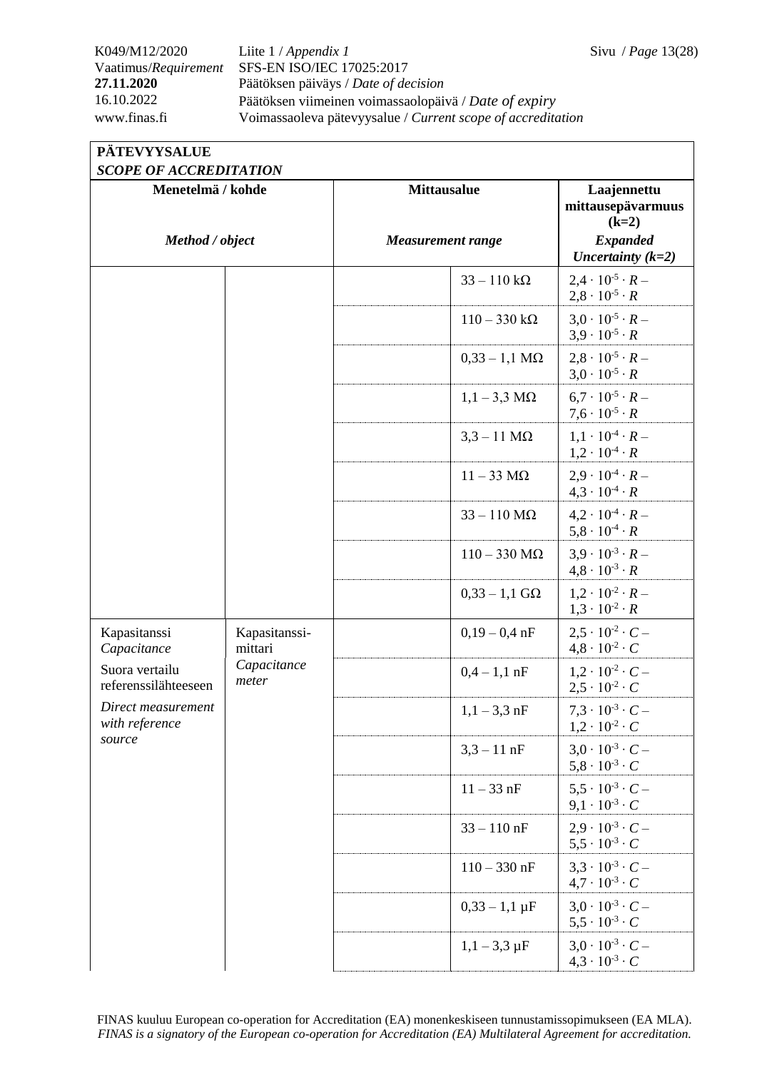| **PÄTEVYYSALUE** *SCOPE OF ACCREDITATION* | | | | |
|---|---|---|---|---|
| **Menetelmä / kohde** *Method / object* | | **Mittausalue** *Measurement range* | | **Laajennettu mittausepävarmuus (k=2)** *Expanded Uncertainty (k=2)* |
| | | | 33 – 110 kΩ | $2{,}4 \cdot 10^{-5} \cdot R$ – $2{,}8 \cdot 10^{-5} \cdot R$ |
| | | | 110 – 330 kΩ | $3{,}0 \cdot 10^{-5} \cdot R$ – $3{,}9 \cdot 10^{-5} \cdot R$ |
| | | | 0,33 – 1,1 MΩ | $2{,}8 \cdot 10^{-5} \cdot R$ – $3{,}0 \cdot 10^{-5} \cdot R$ |
| | | | 1,1 – 3,3 MΩ | $6{,}7 \cdot 10^{-5} \cdot R$ – $7{,}6 \cdot 10^{-5} \cdot R$ |
| | | | 3,3 – 11 MΩ | $1{,}1 \cdot 10^{-4} \cdot R$ – $1{,}2 \cdot 10^{-4} \cdot R$ |
| | | | 11 – 33 MΩ | $2{,}9 \cdot 10^{-4} \cdot R$ – $4{,}3 \cdot 10^{-4} \cdot R$ |
| | | | 33 – 110 MΩ | $4{,}2 \cdot 10^{-4} \cdot R$ – $5{,}8 \cdot 10^{-4} \cdot R$ |
| | | | 110 – 330 MΩ | $3{,}9 \cdot 10^{-3} \cdot R$ – $4{,}8 \cdot 10^{-3} \cdot R$ |
| | | | 0,33 – 1,1 GΩ | $1{,}2 \cdot 10^{-2} \cdot R$ – $1{,}3 \cdot 10^{-2} \cdot R$ |
| Kapasitanssi *Capacitance* Suora vertailu referenssilähteeseen *Direct measurement with reference source* | Kapasitanssi-mittari *Capacitance meter* | | 0,19 – 0,4 nF | $2{,}5 \cdot 10^{-2} \cdot C$ – $4{,}8 \cdot 10^{-2} \cdot C$ |
| | | | 0,4 – 1,1 nF | $1{,}2 \cdot 10^{-2} \cdot C$ – $2{,}5 \cdot 10^{-2} \cdot C$ |
| | | | 1,1 – 3,3 nF | $7{,}3 \cdot 10^{-3} \cdot C$ – $1{,}2 \cdot 10^{-2} \cdot C$ |
| | | | 3,3 – 11 nF | $3{,}0 \cdot 10^{-3} \cdot C$ – $5{,}8 \cdot 10^{-3} \cdot C$ |
| | | | 11 – 33 nF | $5{,}5 \cdot 10^{-3} \cdot C$ – $9{,}1 \cdot 10^{-3} \cdot C$ |
| | | | 33 – 110 nF | $2{,}9 \cdot 10^{-3} \cdot C$ – $5{,}5 \cdot 10^{-3} \cdot C$ |
| | | | 110 – 330 nF | $3{,}3 \cdot 10^{-3} \cdot C$ – $4{,}7 \cdot 10^{-3} \cdot C$ |
| | | | 0,33 – 1,1 µF | $3{,}0 \cdot 10^{-3} \cdot C$ – $5{,}5 \cdot 10^{-3} \cdot C$ |
| | | | 1,1 – 3,3 µF | $3{,}0 \cdot 10^{-3} \cdot C$ – $4{,}3 \cdot 10^{-3} \cdot C$ |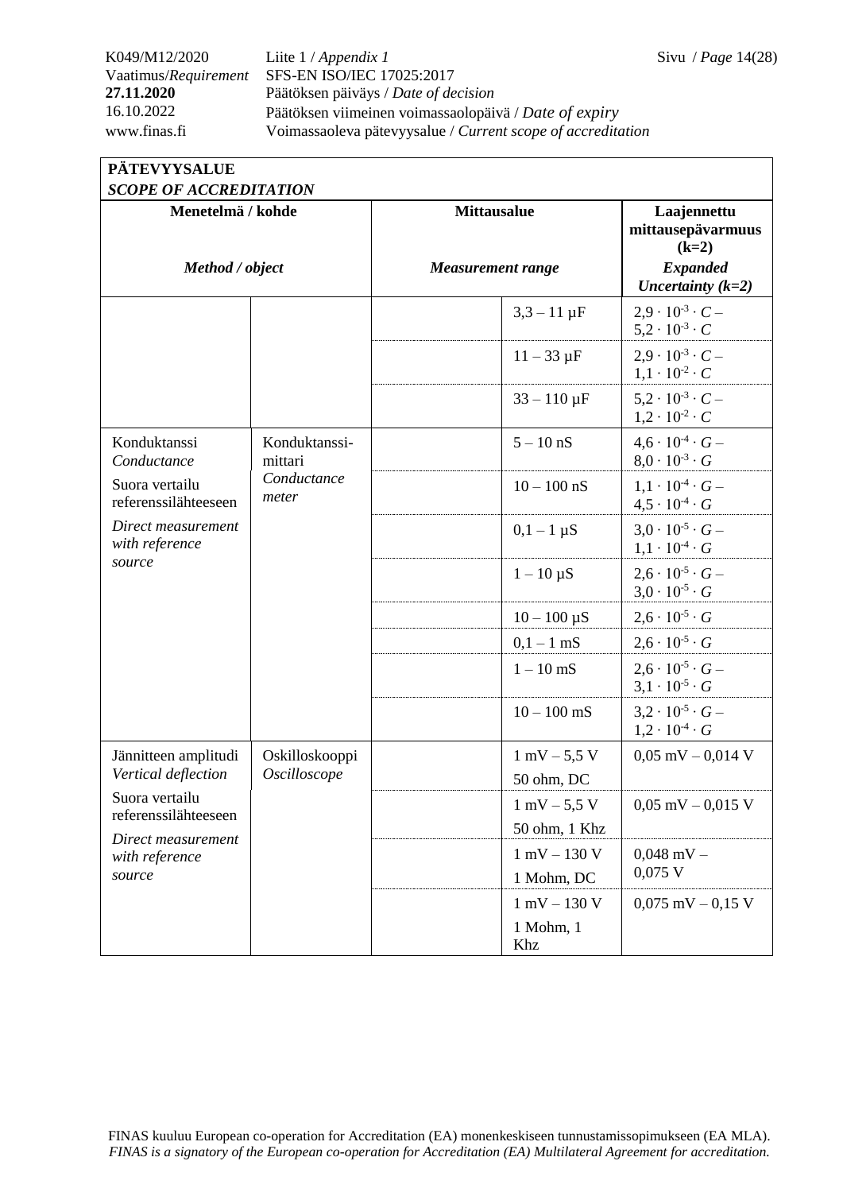K049/M12/2020 Liite 1 / *Appendix 1*
Vaatimus/*Requirement* SFS-EN ISO/IEC 17025:2017
**27.11.2020** Päätöksen päiväys / *Date of decision*
16.10.2022 Päätöksen viimeinen voimassaolopäivä / *Date of expiry*
www.finas.fi Voimassaoleva pätevyysalue / *Current scope of accreditation*

**PÄTEVYYSALUE**
***SCOPE OF ACCREDITATION***

| **Menetelmä / kohde** *Method / object* | | **Mittausalue** *Measurement range* | | **Laajennettu mittausepävarmuus (k=2)** *Expanded Uncertainty (k=2)* |
|---|---|---|---|---|
| | | | 3,3 – 11 µF | $2,9 \cdot 10^{-3} \cdot C$ – $5,2 \cdot 10^{-3} \cdot C$ |
| | | | 11 – 33 µF | $2,9 \cdot 10^{-3} \cdot C$ – $1,1 \cdot 10^{-2} \cdot C$ |
| | | | 33 – 110 µF | $5,2 \cdot 10^{-3} \cdot C$ – $1,2 \cdot 10^{-2} \cdot C$ |
| Konduktanssi *Conductance* Suora vertailu referenssilähteeseen *Direct measurement with reference source* | Konduktanssi-mittari *Conductance meter* | | 5 – 10 nS | $4,6 \cdot 10^{-4} \cdot G$ – $8,0 \cdot 10^{-3} \cdot G$ |
| | | | 10 – 100 nS | $1,1 \cdot 10^{-4} \cdot G$ – $4,5 \cdot 10^{-4} \cdot G$ |
| | | | 0,1 – 1 µS | $3,0 \cdot 10^{-5} \cdot G$ – $1,1 \cdot 10^{-4} \cdot G$ |
| | | | 1 – 10 µS | $2,6 \cdot 10^{-5} \cdot G$ – $3,0 \cdot 10^{-5} \cdot G$ |
| | | | 10 – 100 µS | $2,6 \cdot 10^{-5} \cdot G$ |
| | | | 0,1 – 1 mS | $2,6 \cdot 10^{-5} \cdot G$ |
| | | | 1 – 10 mS | $2,6 \cdot 10^{-5} \cdot G$ – $3,1 \cdot 10^{-5} \cdot G$ |
| | | | 10 – 100 mS | $3,2 \cdot 10^{-5} \cdot G$ – $1,2 \cdot 10^{-4} \cdot G$ |
| Jännitteen amplitudi *Vertical deflection* Suora vertailu referenssilähteeseen *Direct measurement with reference source* | Oskilloskooppi *Oscilloscope* | | 1 mV – 5,5 V 50 ohm, DC | 0,05 mV – 0,014 V |
| | | | 1 mV – 5,5 V 50 ohm, 1 Khz | 0,05 mV – 0,015 V |
| | | | 1 mV – 130 V 1 Mohm, DC | 0,048 mV – 0,075 V |
| | | | 1 mV – 130 V 1 Mohm, 1 Khz | 0,075 mV – 0,15 V |

FINAS kuuluu European co-operation for Accreditation (EA) monenkeskiseen tunnustamissopimukseen (EA MLA).
*FINAS is a signatory of the European co-operation for Accreditation (EA) Multilateral Agreement for accreditation.*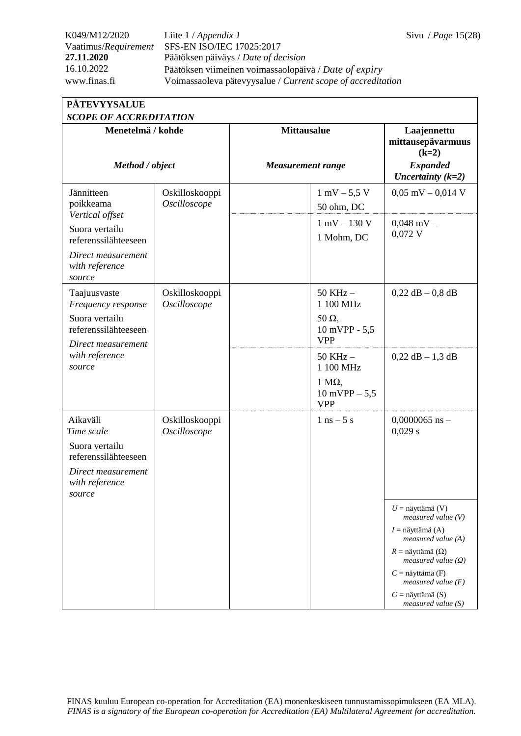| PÄTEVYYSALUE *SCOPE OF ACCREDITATION* | | | | |
|---|---|---|---|---|
| **Menetelmä / kohde** *Method / object* | | **Mittausalue** *Measurement range* | | **Laajennettu mittausepävarmuus (k=2)** ***Expanded Uncertainty (k=2)*** |
| Jännitteen poikkeama *Vertical offset* Suora vertailu referenssilähteeseen *Direct measurement with reference source* | Oskilloskooppi *Oscilloscope* | | 1 mV – 5,5 V 50 ohm, DC | 0,05 mV – 0,014 V |
| | | | 1 mV – 130 V 1 Mohm, DC | 0,048 mV – 0,072 V |
| Taajuusvaste *Frequency response* Suora vertailu referenssilähteeseen *Direct measurement with reference source* | Oskilloskooppi *Oscilloscope* | | 50 KHz – 1 100 MHz 50 Ω, 10 mVPP - 5,5 VPP | 0,22 dB – 0,8 dB |
| | | | 50 KHz – 1 100 MHz 1 MΩ, 10 mVPP – 5,5 VPP | 0,22 dB – 1,3 dB |
| Aikaväli *Time scale* Suora vertailu referenssilähteeseen *Direct measurement with reference source* | Oskilloskooppi *Oscilloscope* | | 1 ns – 5 s | 0,0000065 ns – 0,029 s |
| | | | | $U$ = näyttämä (V) *measured value (V)* $I$ = näyttämä (A) *measured value (A)* $R$ = näyttämä (Ω) *measured value (Ω)* $C$ = näyttämä (F) *measured value (F)* $G$ = näyttämä (S) *measured value (S)* |

FINAS kuuluu European co-operation for Accreditation (EA) monenkeskiseen tunnustamissopimukseen (EA MLA).
*FINAS is a signatory of the European co-operation for Accreditation (EA) Multilateral Agreement for accreditation.*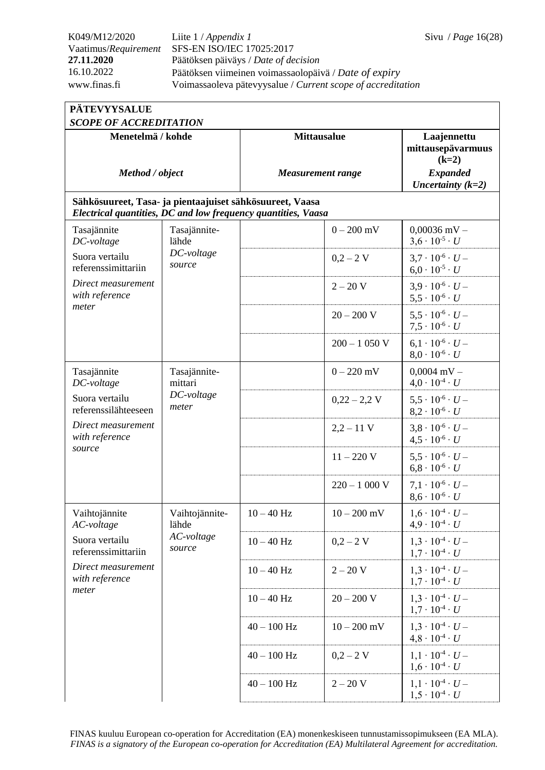| Menetelmä / kohde *Method / object* | | Mittausalue *Measurement range* | | Laajennettu mittausepävarmuus (k=2) *Expanded Uncertainty (k=2)* |
|---|---|---|---|---|
| **Sähkösuureet, Tasa- ja pientaajuiset sähkösuureet, Vaasa** *Electrical quantities, DC and low frequency quantities, Vaasa* | | | | |
| Tasajännite *DC-voltage* Suora vertailu referenssimittariin *Direct measurement with reference meter* | Tasajännite-lähde *DC-voltage source* | | 0 – 200 mV | 0,00036 mV – $3,6 \cdot 10^{-5} \cdot U$ |
| | | | 0,2 – 2 V | $3,7 \cdot 10^{-6} \cdot U$ – $6,0 \cdot 10^{-5} \cdot U$ |
| | | | 2 – 20 V | $3,9 \cdot 10^{-6} \cdot U$ – $5,5 \cdot 10^{-6} \cdot U$ |
| | | | 20 – 200 V | $5,5 \cdot 10^{-6} \cdot U$ – $7,5 \cdot 10^{-6} \cdot U$ |
| | | | 200 – 1 050 V | $6,1 \cdot 10^{-6} \cdot U$ – $8,0 \cdot 10^{-6} \cdot U$ |
| Tasajännite *DC-voltage* Suora vertailu referenssilähteeseen *Direct measurement with reference source* | Tasajännite-mittari *DC-voltage meter* | | 0 – 220 mV | 0,0004 mV – $4,0 \cdot 10^{-4} \cdot U$ |
| | | | 0,22 – 2,2 V | $5,5 \cdot 10^{-6} \cdot U$ – $8,2 \cdot 10^{-6} \cdot U$ |
| | | | 2,2 – 11 V | $3,8 \cdot 10^{-6} \cdot U$ – $4,5 \cdot 10^{-6} \cdot U$ |
| | | | 11 – 220 V | $5,5 \cdot 10^{-6} \cdot U$ – $6,8 \cdot 10^{-6} \cdot U$ |
| | | | 220 – 1 000 V | $7,1 \cdot 10^{-6} \cdot U$ – $8,6 \cdot 10^{-6} \cdot U$ |
| Vaihtojännite *AC-voltage* Suora vertailu referenssimittariin *Direct measurement with reference meter* | Vaihtojännite-lähde *AC-voltage source* | 10 – 40 Hz | 10 – 200 mV | $1,6 \cdot 10^{-4} \cdot U$ – $4,9 \cdot 10^{-4} \cdot U$ |
| | | 10 – 40 Hz | 0,2 – 2 V | $1,3 \cdot 10^{-4} \cdot U$ – $1,7 \cdot 10^{-4} \cdot U$ |
| | | 10 – 40 Hz | 2 – 20 V | $1,3 \cdot 10^{-4} \cdot U$ – $1,7 \cdot 10^{-4} \cdot U$ |
| | | 10 – 40 Hz | 20 – 200 V | $1,3 \cdot 10^{-4} \cdot U$ – $1,7 \cdot 10^{-4} \cdot U$ |
| | | 40 – 100 Hz | 10 – 200 mV | $1,3 \cdot 10^{-4} \cdot U$ – $4,8 \cdot 10^{-4} \cdot U$ |
| | | 40 – 100 Hz | 0,2 – 2 V | $1,1 \cdot 10^{-4} \cdot U$ – $1,6 \cdot 10^{-4} \cdot U$ |
| | | 40 – 100 Hz | 2 – 20 V | $1,1 \cdot 10^{-4} \cdot U$ – $1,5 \cdot 10^{-4} \cdot U$ |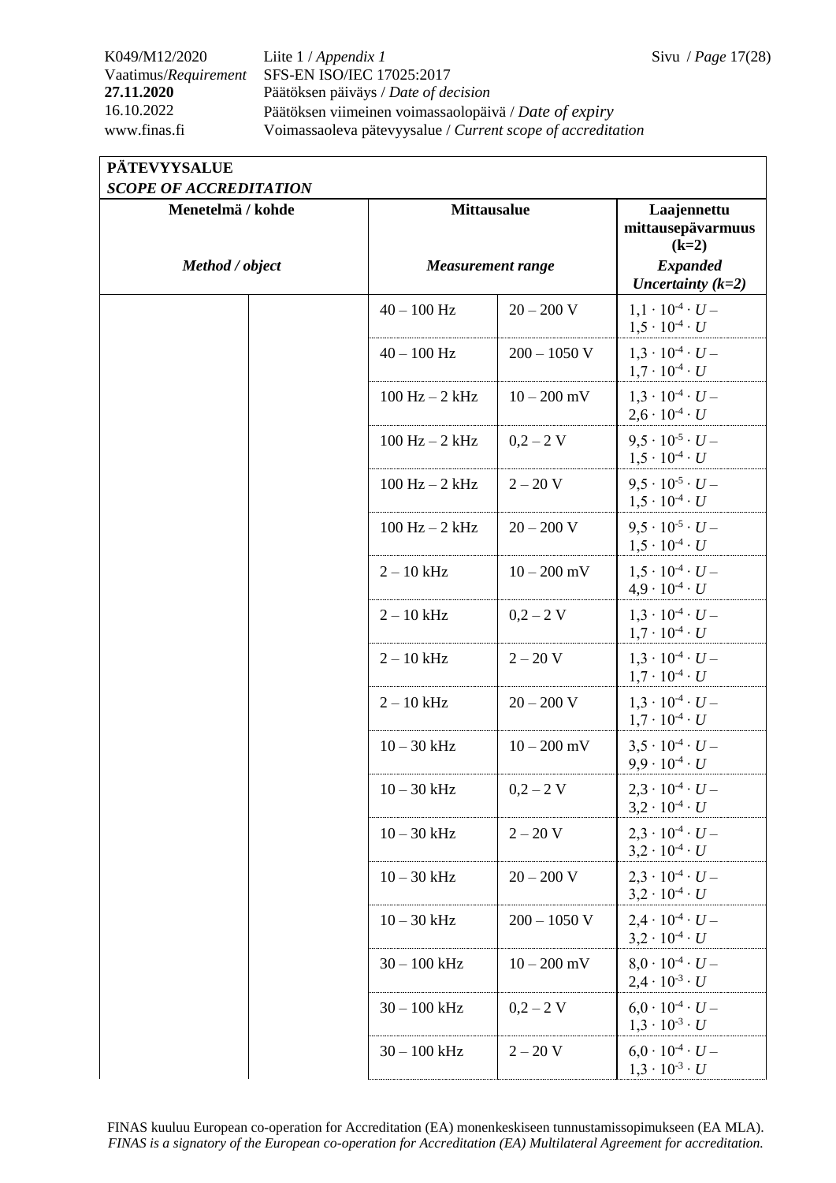**PÄTEVYYSALUE**
***SCOPE OF ACCREDITATION***

| Menetelmä / kohde *Method / object* | | Mittausalue *Measurement range* | | Laajennettu mittausepävarmuus (k=2) *Expanded Uncertainty (k=2)* |
|---|---|---|---|---|
| | | 40 – 100 Hz | 20 – 200 V | $1{,}1 \cdot 10^{-4} \cdot U$ – $1{,}5 \cdot 10^{-4} \cdot U$ |
| | | 40 – 100 Hz | 200 – 1050 V | $1{,}3 \cdot 10^{-4} \cdot U$ – $1{,}7 \cdot 10^{-4} \cdot U$ |
| | | 100 Hz – 2 kHz | 10 – 200 mV | $1{,}3 \cdot 10^{-4} \cdot U$ – $2{,}6 \cdot 10^{-4} \cdot U$ |
| | | 100 Hz – 2 kHz | 0,2 – 2 V | $9{,}5 \cdot 10^{-5} \cdot U$ – $1{,}5 \cdot 10^{-4} \cdot U$ |
| | | 100 Hz – 2 kHz | 2 – 20 V | $9{,}5 \cdot 10^{-5} \cdot U$ – $1{,}5 \cdot 10^{-4} \cdot U$ |
| | | 100 Hz – 2 kHz | 20 – 200 V | $9{,}5 \cdot 10^{-5} \cdot U$ – $1{,}5 \cdot 10^{-4} \cdot U$ |
| | | 2 – 10 kHz | 10 – 200 mV | $1{,}5 \cdot 10^{-4} \cdot U$ – $4{,}9 \cdot 10^{-4} \cdot U$ |
| | | 2 – 10 kHz | 0,2 – 2 V | $1{,}3 \cdot 10^{-4} \cdot U$ – $1{,}7 \cdot 10^{-4} \cdot U$ |
| | | 2 – 10 kHz | 2 – 20 V | $1{,}3 \cdot 10^{-4} \cdot U$ – $1{,}7 \cdot 10^{-4} \cdot U$ |
| | | 2 – 10 kHz | 20 – 200 V | $1{,}3 \cdot 10^{-4} \cdot U$ – $1{,}7 \cdot 10^{-4} \cdot U$ |
| | | 10 – 30 kHz | 10 – 200 mV | $3{,}5 \cdot 10^{-4} \cdot U$ – $9{,}9 \cdot 10^{-4} \cdot U$ |
| | | 10 – 30 kHz | 0,2 – 2 V | $2{,}3 \cdot 10^{-4} \cdot U$ – $3{,}2 \cdot 10^{-4} \cdot U$ |
| | | 10 – 30 kHz | 2 – 20 V | $2{,}3 \cdot 10^{-4} \cdot U$ – $3{,}2 \cdot 10^{-4} \cdot U$ |
| | | 10 – 30 kHz | 20 – 200 V | $2{,}3 \cdot 10^{-4} \cdot U$ – $3{,}2 \cdot 10^{-4} \cdot U$ |
| | | 10 – 30 kHz | 200 – 1050 V | $2{,}4 \cdot 10^{-4} \cdot U$ – $3{,}2 \cdot 10^{-4} \cdot U$ |
| | | 30 – 100 kHz | 10 – 200 mV | $8{,}0 \cdot 10^{-4} \cdot U$ – $2{,}4 \cdot 10^{-3} \cdot U$ |
| | | 30 – 100 kHz | 0,2 – 2 V | $6{,}0 \cdot 10^{-4} \cdot U$ – $1{,}3 \cdot 10^{-3} \cdot U$ |
| | | 30 – 100 kHz | 2 – 20 V | $6{,}0 \cdot 10^{-4} \cdot U$ – $1{,}3 \cdot 10^{-3} \cdot U$ |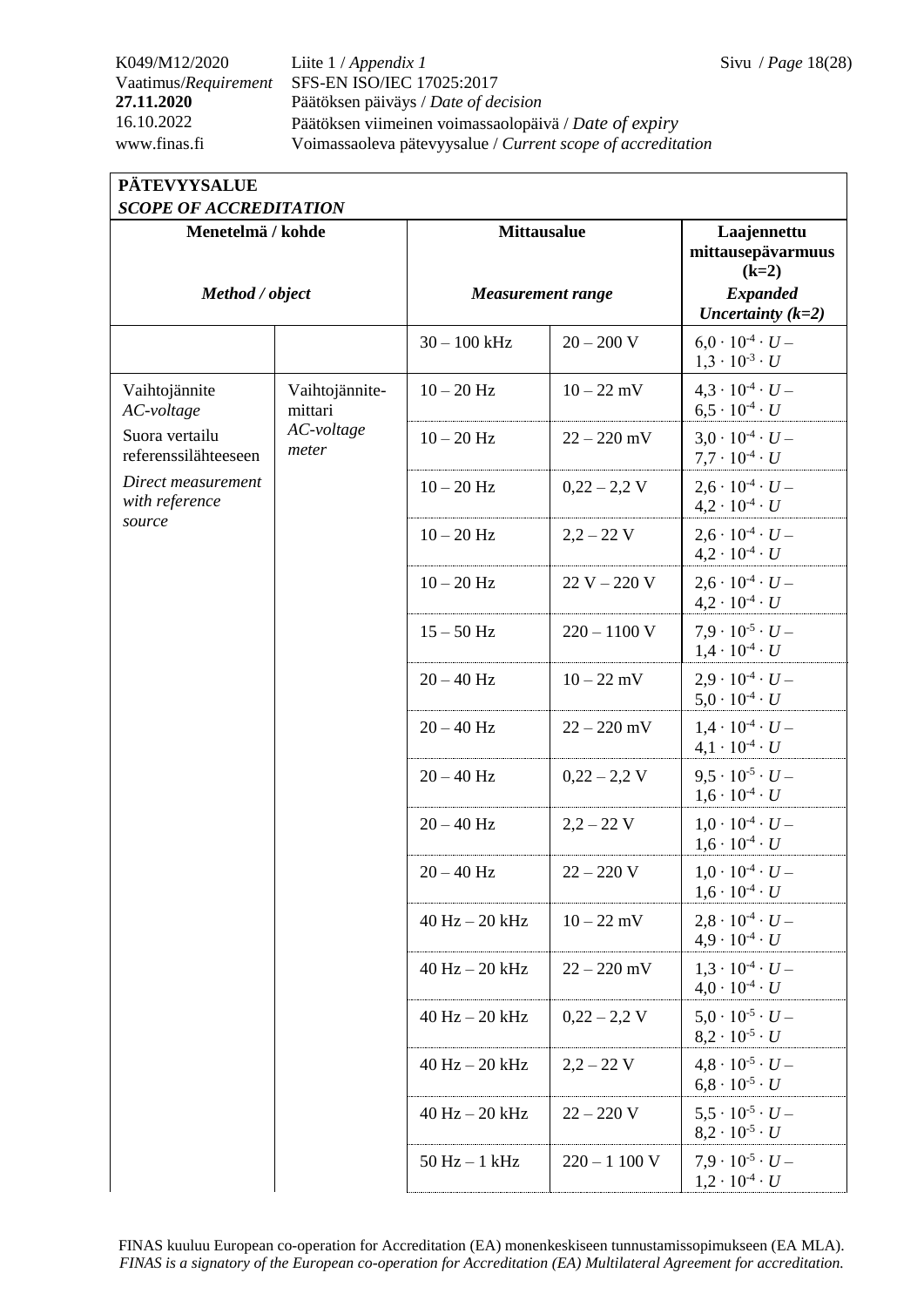| **PÄTEVYYSALUE** *SCOPE OF ACCREDITATION* | | | | |
|---|---|---|---|---|
| **Menetelmä / kohde** *Method / object* | | **Mittausalue** *Measurement range* | | **Laajennettu mittausepävarmuus (k=2)** *Expanded Uncertainty (k=2)* |
| | | 30 – 100 kHz | 20 – 200 V | $6{,}0 \cdot 10^{-4} \cdot U$ – $1{,}3 \cdot 10^{-3} \cdot U$ |
| Vaihtojännite *AC-voltage* Suora vertailu referenssilähteeseen *Direct measurement with reference source* | Vaihtojännite-mittari *AC-voltage meter* | 10 – 20 Hz | 10 – 22 mV | $4{,}3 \cdot 10^{-4} \cdot U$ – $6{,}5 \cdot 10^{-4} \cdot U$ |
| | | 10 – 20 Hz | 22 – 220 mV | $3{,}0 \cdot 10^{-4} \cdot U$ – $7{,}7 \cdot 10^{-4} \cdot U$ |
| | | 10 – 20 Hz | 0,22 – 2,2 V | $2{,}6 \cdot 10^{-4} \cdot U$ – $4{,}2 \cdot 10^{-4} \cdot U$ |
| | | 10 – 20 Hz | 2,2 – 22 V | $2{,}6 \cdot 10^{-4} \cdot U$ – $4{,}2 \cdot 10^{-4} \cdot U$ |
| | | 10 – 20 Hz | 22 V – 220 V | $2{,}6 \cdot 10^{-4} \cdot U$ – $4{,}2 \cdot 10^{-4} \cdot U$ |
| | | 15 – 50 Hz | 220 – 1100 V | $7{,}9 \cdot 10^{-5} \cdot U$ – $1{,}4 \cdot 10^{-4} \cdot U$ |
| | | 20 – 40 Hz | 10 – 22 mV | $2{,}9 \cdot 10^{-4} \cdot U$ – $5{,}0 \cdot 10^{-4} \cdot U$ |
| | | 20 – 40 Hz | 22 – 220 mV | $1{,}4 \cdot 10^{-4} \cdot U$ – $4{,}1 \cdot 10^{-4} \cdot U$ |
| | | 20 – 40 Hz | 0,22 – 2,2 V | $9{,}5 \cdot 10^{-5} \cdot U$ – $1{,}6 \cdot 10^{-4} \cdot U$ |
| | | 20 – 40 Hz | 2,2 – 22 V | $1{,}0 \cdot 10^{-4} \cdot U$ – $1{,}6 \cdot 10^{-4} \cdot U$ |
| | | 20 – 40 Hz | 22 – 220 V | $1{,}0 \cdot 10^{-4} \cdot U$ – $1{,}6 \cdot 10^{-4} \cdot U$ |
| | | 40 Hz – 20 kHz | 10 – 22 mV | $2{,}8 \cdot 10^{-4} \cdot U$ – $4{,}9 \cdot 10^{-4} \cdot U$ |
| | | 40 Hz – 20 kHz | 22 – 220 mV | $1{,}3 \cdot 10^{-4} \cdot U$ – $4{,}0 \cdot 10^{-4} \cdot U$ |
| | | 40 Hz – 20 kHz | 0,22 – 2,2 V | $5{,}0 \cdot 10^{-5} \cdot U$ – $8{,}2 \cdot 10^{-5} \cdot U$ |
| | | 40 Hz – 20 kHz | 2,2 – 22 V | $4{,}8 \cdot 10^{-5} \cdot U$ – $6{,}8 \cdot 10^{-5} \cdot U$ |
| | | 40 Hz – 20 kHz | 22 – 220 V | $5{,}5 \cdot 10^{-5} \cdot U$ – $8{,}2 \cdot 10^{-5} \cdot U$ |
| | | 50 Hz – 1 kHz | 220 – 1 100 V | $7{,}9 \cdot 10^{-5} \cdot U$ – $1{,}2 \cdot 10^{-4} \cdot U$ |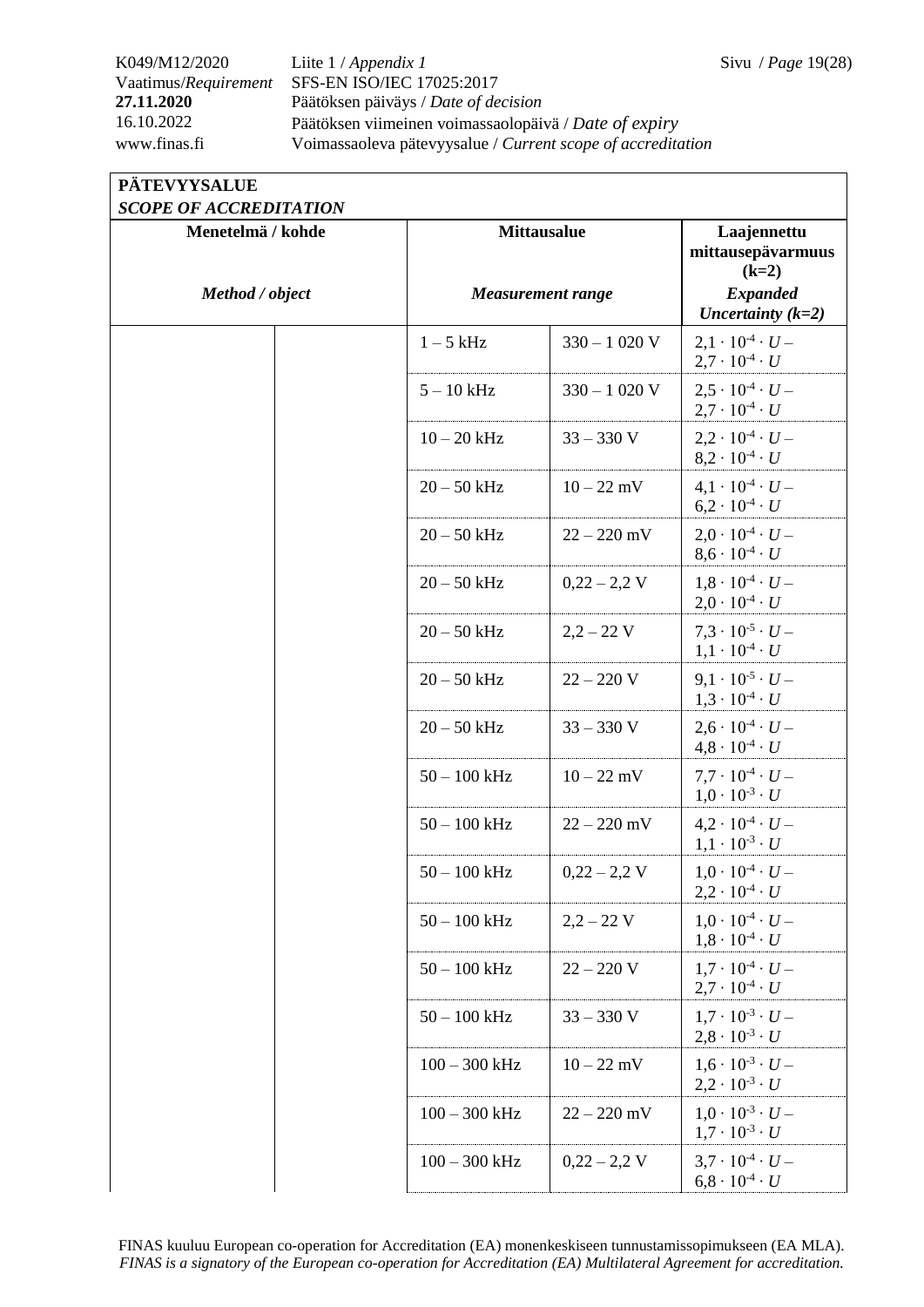| PÄTEVYYSALUE *SCOPE OF ACCREDITATION* | | | | |
|---|---|---|---|---|
| **Menetelmä / kohde** *Method / object* | | **Mittausalue** *Measurement range* | | **Laajennettu mittausepävarmuus (k=2)** *Expanded Uncertainty (k=2)* |
| | | 1 – 5 kHz | 330 – 1 020 V | $2{,}1 \cdot 10^{-4} \cdot U$ – $2{,}7 \cdot 10^{-4} \cdot U$ |
| | | 5 – 10 kHz | 330 – 1 020 V | $2{,}5 \cdot 10^{-4} \cdot U$ – $2{,}7 \cdot 10^{-4} \cdot U$ |
| | | 10 – 20 kHz | 33 – 330 V | $2{,}2 \cdot 10^{-4} \cdot U$ – $8{,}2 \cdot 10^{-4} \cdot U$ |
| | | 20 – 50 kHz | 10 – 22 mV | $4{,}1 \cdot 10^{-4} \cdot U$ – $6{,}2 \cdot 10^{-4} \cdot U$ |
| | | 20 – 50 kHz | 22 – 220 mV | $2{,}0 \cdot 10^{-4} \cdot U$ – $8{,}6 \cdot 10^{-4} \cdot U$ |
| | | 20 – 50 kHz | 0,22 – 2,2 V | $1{,}8 \cdot 10^{-4} \cdot U$ – $2{,}0 \cdot 10^{-4} \cdot U$ |
| | | 20 – 50 kHz | 2,2 – 22 V | $7{,}3 \cdot 10^{-5} \cdot U$ – $1{,}1 \cdot 10^{-4} \cdot U$ |
| | | 20 – 50 kHz | 22 – 220 V | $9{,}1 \cdot 10^{-5} \cdot U$ – $1{,}3 \cdot 10^{-4} \cdot U$ |
| | | 20 – 50 kHz | 33 – 330 V | $2{,}6 \cdot 10^{-4} \cdot U$ – $4{,}8 \cdot 10^{-4} \cdot U$ |
| | | 50 – 100 kHz | 10 – 22 mV | $7{,}7 \cdot 10^{-4} \cdot U$ – $1{,}0 \cdot 10^{-3} \cdot U$ |
| | | 50 – 100 kHz | 22 – 220 mV | $4{,}2 \cdot 10^{-4} \cdot U$ – $1{,}1 \cdot 10^{-3} \cdot U$ |
| | | 50 – 100 kHz | 0,22 – 2,2 V | $1{,}0 \cdot 10^{-4} \cdot U$ – $2{,}2 \cdot 10^{-4} \cdot U$ |
| | | 50 – 100 kHz | 2,2 – 22 V | $1{,}0 \cdot 10^{-4} \cdot U$ – $1{,}8 \cdot 10^{-4} \cdot U$ |
| | | 50 – 100 kHz | 22 – 220 V | $1{,}7 \cdot 10^{-4} \cdot U$ – $2{,}7 \cdot 10^{-4} \cdot U$ |
| | | 50 – 100 kHz | 33 – 330 V | $1{,}7 \cdot 10^{-3} \cdot U$ – $2{,}8 \cdot 10^{-3} \cdot U$ |
| | | 100 – 300 kHz | 10 – 22 mV | $1{,}6 \cdot 10^{-3} \cdot U$ – $2{,}2 \cdot 10^{-3} \cdot U$ |
| | | 100 – 300 kHz | 22 – 220 mV | $1{,}0 \cdot 10^{-3} \cdot U$ – $1{,}7 \cdot 10^{-3} \cdot U$ |
| | | 100 – 300 kHz | 0,22 – 2,2 V | $3{,}7 \cdot 10^{-4} \cdot U$ – $6{,}8 \cdot 10^{-4} \cdot U$ |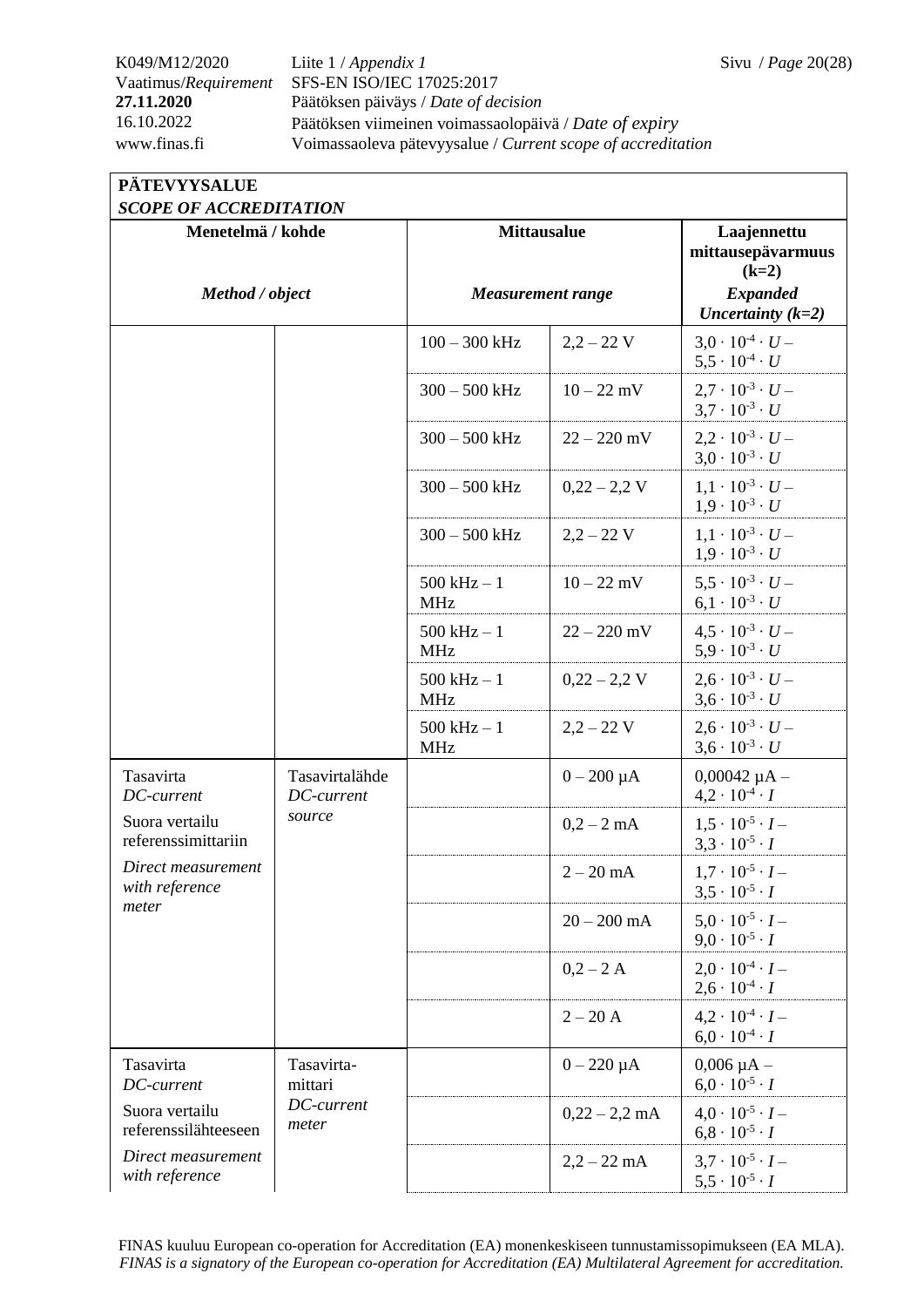| PÄTEVYYSALUE *SCOPE OF ACCREDITATION* | | | | |
|---|---|---|---|---|
| **Menetelmä / kohde** *Method / object* | | **Mittausalue** *Measurement range* | | **Laajennettu mittausepävarmuus (k=2)** ***Expanded Uncertainty (k=2)*** |
| | | 100 – 300 kHz | 2,2 – 22 V | $3{,}0 \cdot 10^{-4} \cdot U$ – $5{,}5 \cdot 10^{-4} \cdot U$ |
| | | 300 – 500 kHz | 10 – 22 mV | $2{,}7 \cdot 10^{-3} \cdot U$ – $3{,}7 \cdot 10^{-3} \cdot U$ |
| | | 300 – 500 kHz | 22 – 220 mV | $2{,}2 \cdot 10^{-3} \cdot U$ – $3{,}0 \cdot 10^{-3} \cdot U$ |
| | | 300 – 500 kHz | 0,22 – 2,2 V | $1{,}1 \cdot 10^{-3} \cdot U$ – $1{,}9 \cdot 10^{-3} \cdot U$ |
| | | 300 – 500 kHz | 2,2 – 22 V | $1{,}1 \cdot 10^{-3} \cdot U$ – $1{,}9 \cdot 10^{-3} \cdot U$ |
| | | 500 kHz – 1 MHz | 10 – 22 mV | $5{,}5 \cdot 10^{-3} \cdot U$ – $6{,}1 \cdot 10^{-3} \cdot U$ |
| | | 500 kHz – 1 MHz | 22 – 220 mV | $4{,}5 \cdot 10^{-3} \cdot U$ – $5{,}9 \cdot 10^{-3} \cdot U$ |
| | | 500 kHz – 1 MHz | 0,22 – 2,2 V | $2{,}6 \cdot 10^{-3} \cdot U$ – $3{,}6 \cdot 10^{-3} \cdot U$ |
| | | 500 kHz – 1 MHz | 2,2 – 22 V | $2{,}6 \cdot 10^{-3} \cdot U$ – $3{,}6 \cdot 10^{-3} \cdot U$ |
| Tasavirta *DC-current* Suora vertailu referenssimittariin *Direct measurement with reference meter* | Tasavirtalähde *DC-current source* | | 0 – 200 µA | 0,00042 µA – $4{,}2 \cdot 10^{-4} \cdot I$ |
| | | | 0,2 – 2 mA | $1{,}5 \cdot 10^{-5} \cdot I$ – $3{,}3 \cdot 10^{-5} \cdot I$ |
| | | | 2 – 20 mA | $1{,}7 \cdot 10^{-5} \cdot I$ – $3{,}5 \cdot 10^{-5} \cdot I$ |
| | | | 20 – 200 mA | $5{,}0 \cdot 10^{-5} \cdot I$ – $9{,}0 \cdot 10^{-5} \cdot I$ |
| | | | 0,2 – 2 A | $2{,}0 \cdot 10^{-4} \cdot I$ – $2{,}6 \cdot 10^{-4} \cdot I$ |
| | | | 2 – 20 A | $4{,}2 \cdot 10^{-4} \cdot I$ – $6{,}0 \cdot 10^{-4} \cdot I$ |
| Tasavirta *DC-current* Suora vertailu referenssilähteeseen *Direct measurement with reference* | Tasavirta-mittari *DC-current meter* | | 0 – 220 µA | 0,006 µA – $6{,}0 \cdot 10^{-5} \cdot I$ |
| | | | 0,22 – 2,2 mA | $4{,}0 \cdot 10^{-5} \cdot I$ – $6{,}8 \cdot 10^{-5} \cdot I$ |
| | | | 2,2 – 22 mA | $3{,}7 \cdot 10^{-5} \cdot I$ – $5{,}5 \cdot 10^{-5} \cdot I$ |

FINAS kuuluu European co-operation for Accreditation (EA) monenkeskiseen tunnustamissopimukseen (EA MLA).
*FINAS is a signatory of the European co-operation for Accreditation (EA) Multilateral Agreement for accreditation.*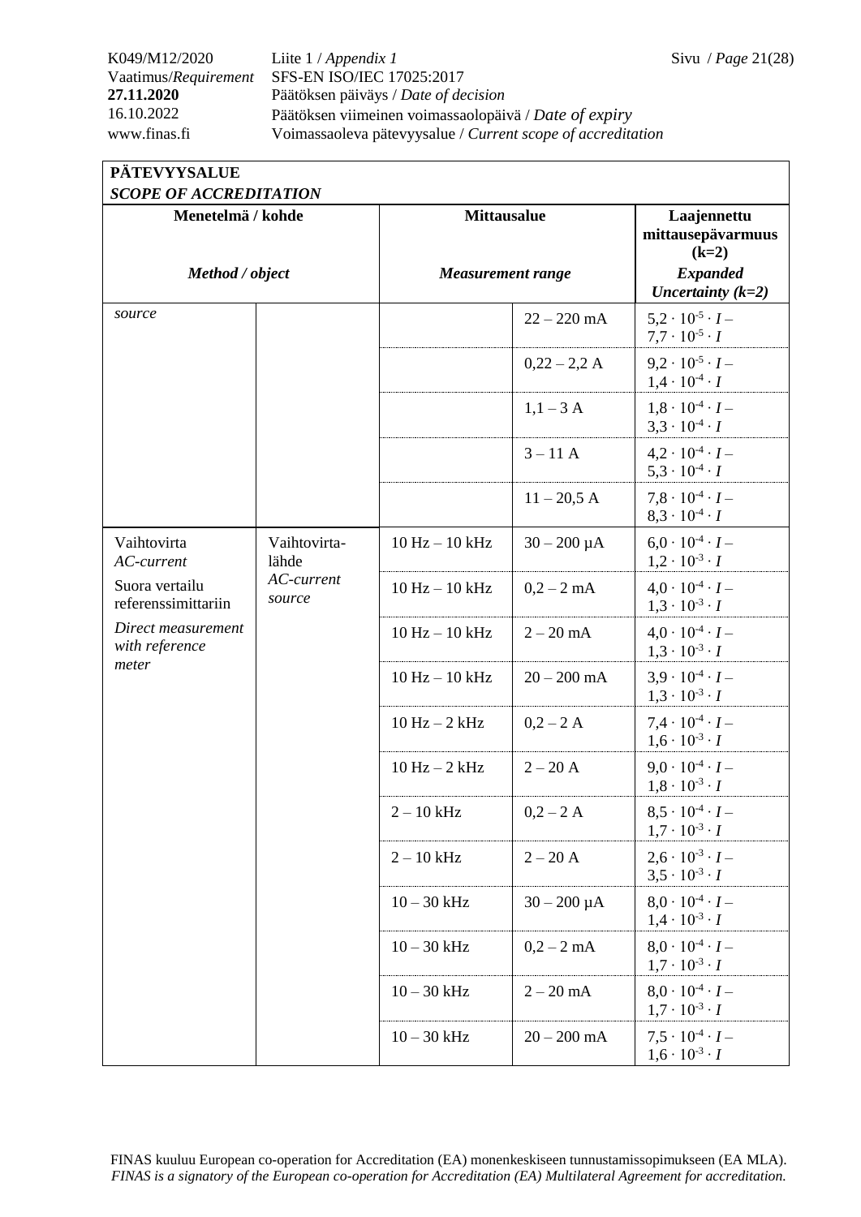| PÄTEVYYSALUE<br>*SCOPE OF ACCREDITATION* | | | | |
|---|---|---|---|---|
| **Menetelmä / kohde**<br><br>***Method / object*** | | **Mittausalue**<br><br>***Measurement range*** | | **Laajennettu mittausepävarmuus (k=2)**<br>***Expanded Uncertainty (k=2)*** |
| *source* | | | 22 – 220 mA | $5{,}2 \cdot 10^{-5} \cdot I$ – $7{,}7 \cdot 10^{-5} \cdot I$ |
| | | | 0,22 – 2,2 A | $9{,}2 \cdot 10^{-5} \cdot I$ – $1{,}4 \cdot 10^{-4} \cdot I$ |
| | | | 1,1 – 3 A | $1{,}8 \cdot 10^{-4} \cdot I$ – $3{,}3 \cdot 10^{-4} \cdot I$ |
| | | | 3 – 11 A | $4{,}2 \cdot 10^{-4} \cdot I$ – $5{,}3 \cdot 10^{-4} \cdot I$ |
| | | | 11 – 20,5 A | $7{,}8 \cdot 10^{-4} \cdot I$ – $8{,}3 \cdot 10^{-4} \cdot I$ |
| Vaihtovirta<br>*AC-current*<br>Suora vertailu referenssimittariin<br>*Direct measurement with reference meter* | Vaihtovirta-lähde<br>*AC-current source* | 10 Hz – 10 kHz | 30 – 200 µA | $6{,}0 \cdot 10^{-4} \cdot I$ – $1{,}2 \cdot 10^{-3} \cdot I$ |
| | | 10 Hz – 10 kHz | 0,2 – 2 mA | $4{,}0 \cdot 10^{-4} \cdot I$ – $1{,}3 \cdot 10^{-3} \cdot I$ |
| | | 10 Hz – 10 kHz | 2 – 20 mA | $4{,}0 \cdot 10^{-4} \cdot I$ – $1{,}3 \cdot 10^{-3} \cdot I$ |
| | | 10 Hz – 10 kHz | 20 – 200 mA | $3{,}9 \cdot 10^{-4} \cdot I$ – $1{,}3 \cdot 10^{-3} \cdot I$ |
| | | 10 Hz – 2 kHz | 0,2 – 2 A | $7{,}4 \cdot 10^{-4} \cdot I$ – $1{,}6 \cdot 10^{-3} \cdot I$ |
| | | 10 Hz – 2 kHz | 2 – 20 A | $9{,}0 \cdot 10^{-4} \cdot I$ – $1{,}8 \cdot 10^{-3} \cdot I$ |
| | | 2 – 10 kHz | 0,2 – 2 A | $8{,}5 \cdot 10^{-4} \cdot I$ – $1{,}7 \cdot 10^{-3} \cdot I$ |
| | | 2 – 10 kHz | 2 – 20 A | $2{,}6 \cdot 10^{-3} \cdot I$ – $3{,}5 \cdot 10^{-3} \cdot I$ |
| | | 10 – 30 kHz | 30 – 200 µA | $8{,}0 \cdot 10^{-4} \cdot I$ – $1{,}4 \cdot 10^{-3} \cdot I$ |
| | | 10 – 30 kHz | 0,2 – 2 mA | $8{,}0 \cdot 10^{-4} \cdot I$ – $1{,}7 \cdot 10^{-3} \cdot I$ |
| | | 10 – 30 kHz | 2 – 20 mA | $8{,}0 \cdot 10^{-4} \cdot I$ – $1{,}7 \cdot 10^{-3} \cdot I$ |
| | | 10 – 30 kHz | 20 – 200 mA | $7{,}5 \cdot 10^{-4} \cdot I$ – $1{,}6 \cdot 10^{-3} \cdot I$ |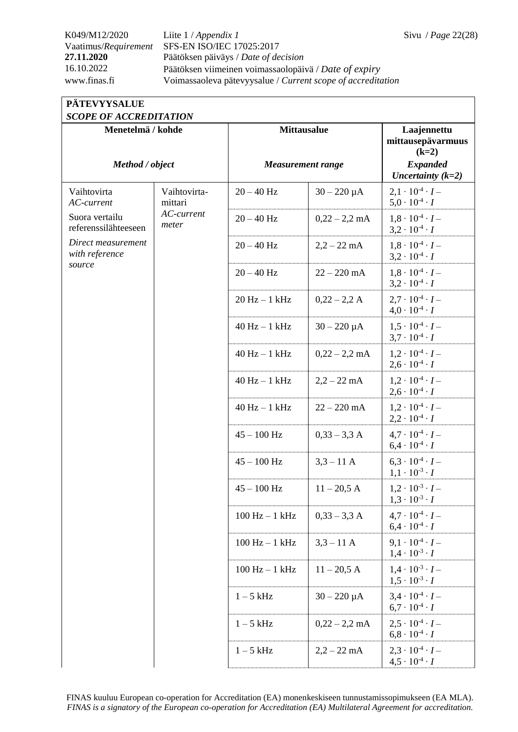| PÄTEVYYSALUE *SCOPE OF ACCREDITATION* | | | | |
|---|---|---|---|---|
| **Menetelmä / kohde** *Method / object* | | **Mittausalue** *Measurement range* | | **Laajennettu mittausepävarmuus (k=2)** *Expanded Uncertainty (k=2)* |
| Vaihtovirta *AC-current* Suora vertailu referenssilähteeseen *Direct measurement with reference source* | Vaihtovirta-mittari *AC-current meter* | 20 – 40 Hz | 30 – 220 µA | $2{,}1 \cdot 10^{-4} \cdot I$ – $5{,}0 \cdot 10^{-4} \cdot I$ |
| | | 20 – 40 Hz | 0,22 – 2,2 mA | $1{,}8 \cdot 10^{-4} \cdot I$ – $3{,}2 \cdot 10^{-4} \cdot I$ |
| | | 20 – 40 Hz | 2,2 – 22 mA | $1{,}8 \cdot 10^{-4} \cdot I$ – $3{,}2 \cdot 10^{-4} \cdot I$ |
| | | 20 – 40 Hz | 22 – 220 mA | $1{,}8 \cdot 10^{-4} \cdot I$ – $3{,}2 \cdot 10^{-4} \cdot I$ |
| | | 20 Hz – 1 kHz | 0,22 – 2,2 A | $2{,}7 \cdot 10^{-4} \cdot I$ – $4{,}0 \cdot 10^{-4} \cdot I$ |
| | | 40 Hz – 1 kHz | 30 – 220 µA | $1{,}5 \cdot 10^{-4} \cdot I$ – $3{,}7 \cdot 10^{-4} \cdot I$ |
| | | 40 Hz – 1 kHz | 0,22 – 2,2 mA | $1{,}2 \cdot 10^{-4} \cdot I$ – $2{,}6 \cdot 10^{-4} \cdot I$ |
| | | 40 Hz – 1 kHz | 2,2 – 22 mA | $1{,}2 \cdot 10^{-4} \cdot I$ – $2{,}6 \cdot 10^{-4} \cdot I$ |
| | | 40 Hz – 1 kHz | 22 – 220 mA | $1{,}2 \cdot 10^{-4} \cdot I$ – $2{,}2 \cdot 10^{-4} \cdot I$ |
| | | 45 – 100 Hz | 0,33 – 3,3 A | $4{,}7 \cdot 10^{-4} \cdot I$ – $6{,}4 \cdot 10^{-4} \cdot I$ |
| | | 45 – 100 Hz | 3,3 – 11 A | $6{,}3 \cdot 10^{-4} \cdot I$ – $1{,}1 \cdot 10^{-3} \cdot I$ |
| | | 45 – 100 Hz | 11 – 20,5 A | $1{,}2 \cdot 10^{-3} \cdot I$ – $1{,}3 \cdot 10^{-3} \cdot I$ |
| | | 100 Hz – 1 kHz | 0,33 – 3,3 A | $4{,}7 \cdot 10^{-4} \cdot I$ – $6{,}4 \cdot 10^{-4} \cdot I$ |
| | | 100 Hz – 1 kHz | 3,3 – 11 A | $9{,}1 \cdot 10^{-4} \cdot I$ – $1{,}4 \cdot 10^{-3} \cdot I$ |
| | | 100 Hz – 1 kHz | 11 – 20,5 A | $1{,}4 \cdot 10^{-3} \cdot I$ – $1{,}5 \cdot 10^{-3} \cdot I$ |
| | | 1 – 5 kHz | 30 – 220 µA | $3{,}4 \cdot 10^{-4} \cdot I$ – $6{,}7 \cdot 10^{-4} \cdot I$ |
| | | 1 – 5 kHz | 0,22 – 2,2 mA | $2{,}5 \cdot 10^{-4} \cdot I$ – $6{,}8 \cdot 10^{-4} \cdot I$ |
| | | 1 – 5 kHz | 2,2 – 22 mA | $2{,}3 \cdot 10^{-4} \cdot I$ – $4{,}5 \cdot 10^{-4} \cdot I$ |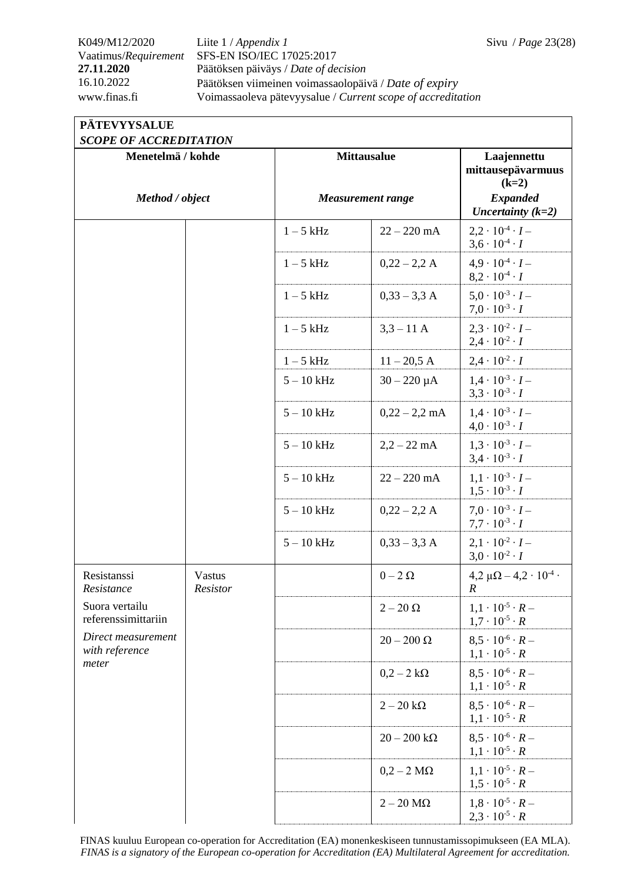| PÄTEVYYSALUE<br>*SCOPE OF ACCREDITATION* | | | | |
|---|---|---|---|---|
| **Menetelmä / kohde**<br><br>***Method / object*** | | **Mittausalue**<br><br>***Measurement range*** | | **Laajennettu mittausepävarmuus (k=2)**<br>***Expanded Uncertainty (k=2)*** |
| | | 1 – 5 kHz | 22 – 220 mA | $2{,}2 \cdot 10^{-4} \cdot I$ – $3{,}6 \cdot 10^{-4} \cdot I$ |
| | | 1 – 5 kHz | 0,22 – 2,2 A | $4{,}9 \cdot 10^{-4} \cdot I$ – $8{,}2 \cdot 10^{-4} \cdot I$ |
| | | 1 – 5 kHz | 0,33 – 3,3 A | $5{,}0 \cdot 10^{-3} \cdot I$ – $7{,}0 \cdot 10^{-3} \cdot I$ |
| | | 1 – 5 kHz | 3,3 – 11 A | $2{,}3 \cdot 10^{-2} \cdot I$ – $2{,}4 \cdot 10^{-2} \cdot I$ |
| | | 1 – 5 kHz | 11 – 20,5 A | $2{,}4 \cdot 10^{-2} \cdot I$ |
| | | 5 – 10 kHz | 30 – 220 µA | $1{,}4 \cdot 10^{-3} \cdot I$ – $3{,}3 \cdot 10^{-3} \cdot I$ |
| | | 5 – 10 kHz | 0,22 – 2,2 mA | $1{,}4 \cdot 10^{-3} \cdot I$ – $4{,}0 \cdot 10^{-3} \cdot I$ |
| | | 5 – 10 kHz | 2,2 – 22 mA | $1{,}3 \cdot 10^{-3} \cdot I$ – $3{,}4 \cdot 10^{-3} \cdot I$ |
| | | 5 – 10 kHz | 22 – 220 mA | $1{,}1 \cdot 10^{-3} \cdot I$ – $1{,}5 \cdot 10^{-3} \cdot I$ |
| | | 5 – 10 kHz | 0,22 – 2,2 A | $7{,}0 \cdot 10^{-3} \cdot I$ – $7{,}7 \cdot 10^{-3} \cdot I$ |
| | | 5 – 10 kHz | 0,33 – 3,3 A | $2{,}1 \cdot 10^{-2} \cdot I$ – $3{,}0 \cdot 10^{-2} \cdot I$ |
| Resistanssi<br>*Resistance*<br>Suora vertailu referenssimittariin<br>*Direct measurement with reference meter* | Vastus<br>*Resistor* | | 0 – 2 Ω | 4,2 µΩ – $4{,}2 \cdot 10^{-4} \cdot R$ |
| | | | 2 – 20 Ω | $1{,}1 \cdot 10^{-5} \cdot R$ – $1{,}7 \cdot 10^{-5} \cdot R$ |
| | | | 20 – 200 Ω | $8{,}5 \cdot 10^{-6} \cdot R$ – $1{,}1 \cdot 10^{-5} \cdot R$ |
| | | | 0,2 – 2 kΩ | $8{,}5 \cdot 10^{-6} \cdot R$ – $1{,}1 \cdot 10^{-5} \cdot R$ |
| | | | 2 – 20 kΩ | $8{,}5 \cdot 10^{-6} \cdot R$ – $1{,}1 \cdot 10^{-5} \cdot R$ |
| | | | 20 – 200 kΩ | $8{,}5 \cdot 10^{-6} \cdot R$ – $1{,}1 \cdot 10^{-5} \cdot R$ |
| | | | 0,2 – 2 MΩ | $1{,}1 \cdot 10^{-5} \cdot R$ – $1{,}5 \cdot 10^{-5} \cdot R$ |
| | | | 2 – 20 MΩ | $1{,}8 \cdot 10^{-5} \cdot R$ – $2{,}3 \cdot 10^{-5} \cdot R$ |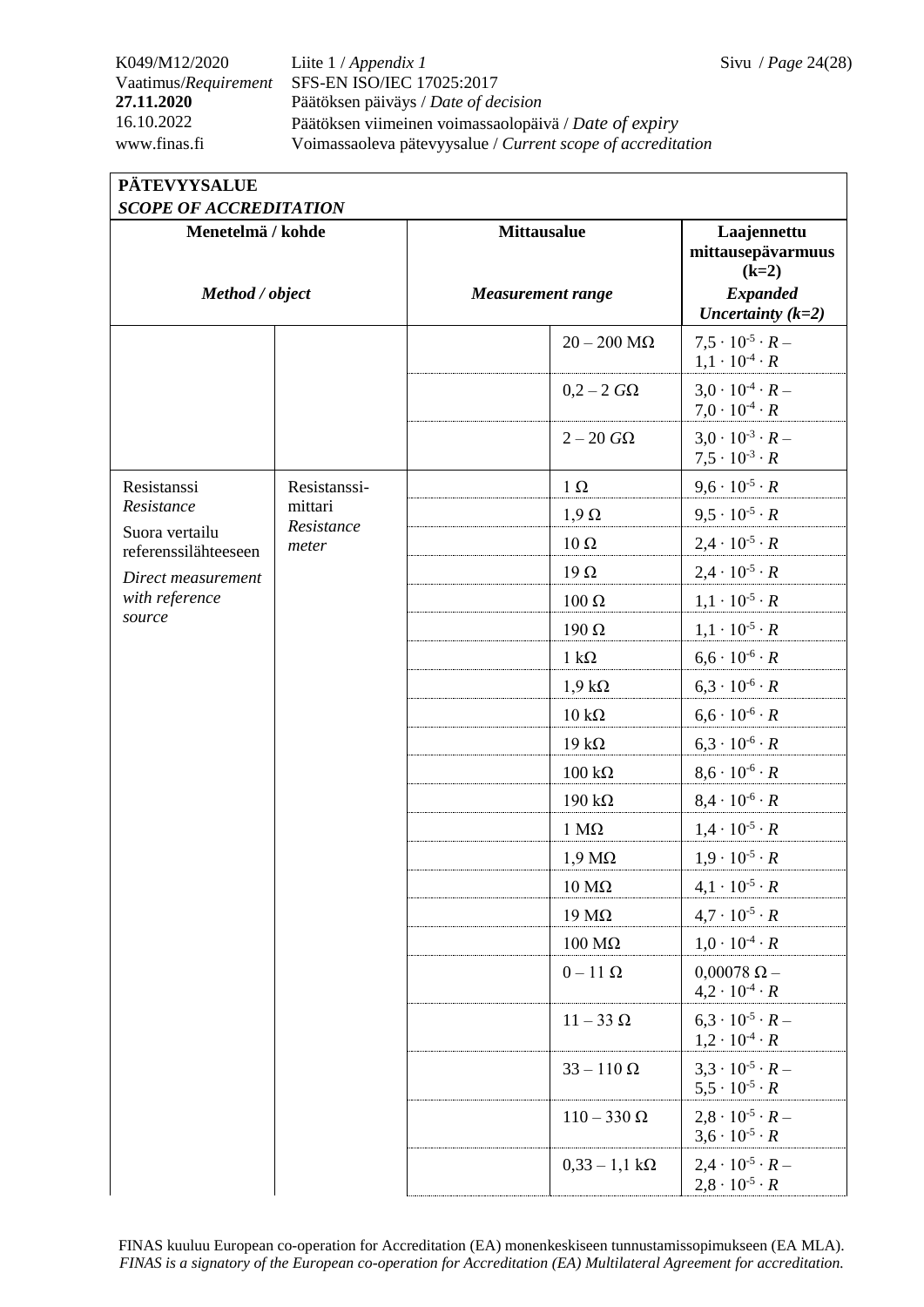| **PÄTEVYYSALUE** *SCOPE OF ACCREDITATION* | | | | |
|---|---|---|---|---|
| **Menetelmä / kohde** *Method / object* | | **Mittausalue** *Measurement range* | | **Laajennettu mittausepävarmuus (k=2)** *Expanded Uncertainty (k=2)* |
| | | | 20 – 200 MΩ | $7{,}5 \cdot 10^{-5} \cdot R$ – $1{,}1 \cdot 10^{-4} \cdot R$ |
| | | | 0,2 – 2 GΩ | $3{,}0 \cdot 10^{-4} \cdot R$ – $7{,}0 \cdot 10^{-4} \cdot R$ |
| | | | 2 – 20 GΩ | $3{,}0 \cdot 10^{-3} \cdot R$ – $7{,}5 \cdot 10^{-3} \cdot R$ |
| Resistanssi *Resistance* Suora vertailu referenssilähteeseen *Direct measurement with reference source* | Resistanssi-mittari *Resistance meter* | | 1 Ω | $9{,}6 \cdot 10^{-5} \cdot R$ |
| | | | 1,9 Ω | $9{,}5 \cdot 10^{-5} \cdot R$ |
| | | | 10 Ω | $2{,}4 \cdot 10^{-5} \cdot R$ |
| | | | 19 Ω | $2{,}4 \cdot 10^{-5} \cdot R$ |
| | | | 100 Ω | $1{,}1 \cdot 10^{-5} \cdot R$ |
| | | | 190 Ω | $1{,}1 \cdot 10^{-5} \cdot R$ |
| | | | 1 kΩ | $6{,}6 \cdot 10^{-6} \cdot R$ |
| | | | 1,9 kΩ | $6{,}3 \cdot 10^{-6} \cdot R$ |
| | | | 10 kΩ | $6{,}6 \cdot 10^{-6} \cdot R$ |
| | | | 19 kΩ | $6{,}3 \cdot 10^{-6} \cdot R$ |
| | | | 100 kΩ | $8{,}6 \cdot 10^{-6} \cdot R$ |
| | | | 190 kΩ | $8{,}4 \cdot 10^{-6} \cdot R$ |
| | | | 1 MΩ | $1{,}4 \cdot 10^{-5} \cdot R$ |
| | | | 1,9 MΩ | $1{,}9 \cdot 10^{-5} \cdot R$ |
| | | | 10 MΩ | $4{,}1 \cdot 10^{-5} \cdot R$ |
| | | | 19 MΩ | $4{,}7 \cdot 10^{-5} \cdot R$ |
| | | | 100 MΩ | $1{,}0 \cdot 10^{-4} \cdot R$ |
| | | | 0 – 11 Ω | 0,00078 Ω – $4{,}2 \cdot 10^{-4} \cdot R$ |
| | | | 11 – 33 Ω | $6{,}3 \cdot 10^{-5} \cdot R$ – $1{,}2 \cdot 10^{-4} \cdot R$ |
| | | | 33 – 110 Ω | $3{,}3 \cdot 10^{-5} \cdot R$ – $5{,}5 \cdot 10^{-5} \cdot R$ |
| | | | 110 – 330 Ω | $2{,}8 \cdot 10^{-5} \cdot R$ – $3{,}6 \cdot 10^{-5} \cdot R$ |
| | | | 0,33 – 1,1 kΩ | $2{,}4 \cdot 10^{-5} \cdot R$ – $2{,}8 \cdot 10^{-5} \cdot R$ |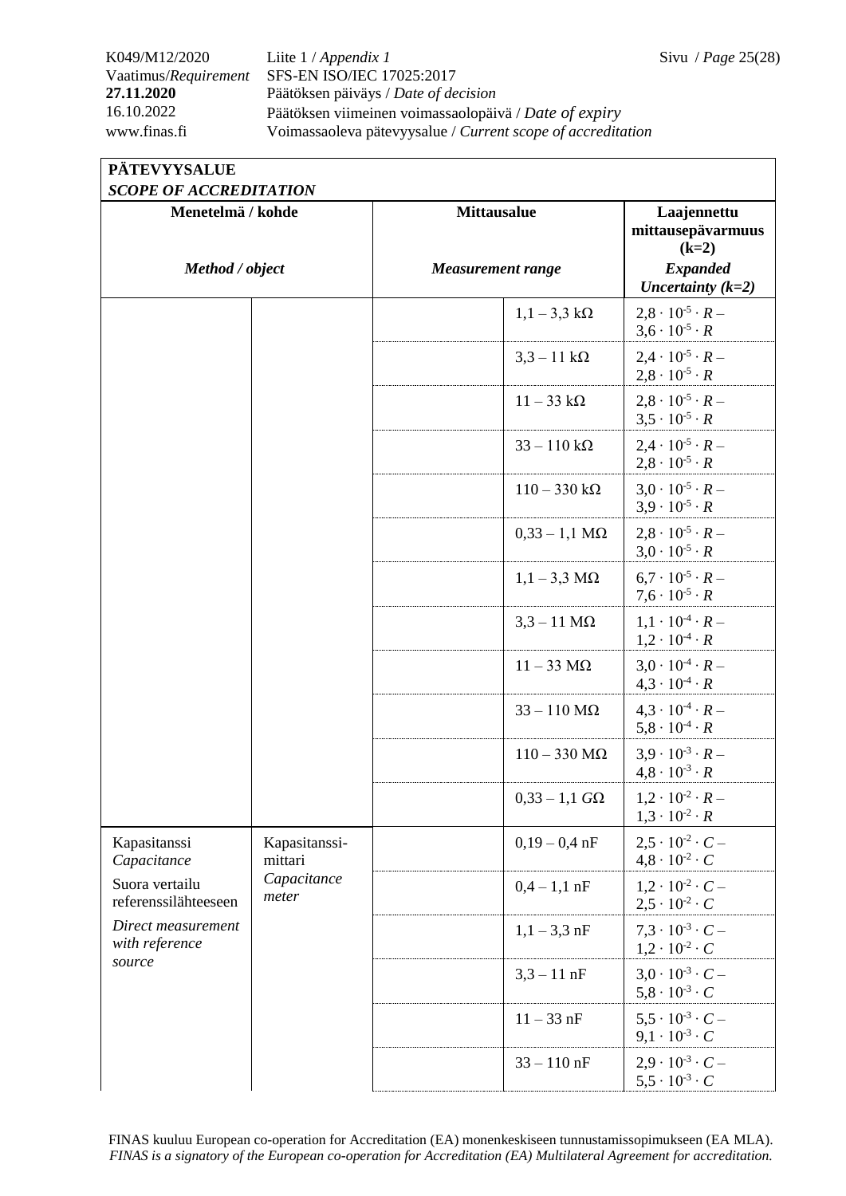| **PÄTEVYYSALUE** *SCOPE OF ACCREDITATION* | | | | |
|---|---|---|---|---|
| **Menetelmä / kohde** *Method / object* | | **Mittausalue** *Measurement range* | | **Laajennettu mittausepävarmuus (k=2)** *Expanded Uncertainty (k=2)* |
| | | | 1,1 – 3,3 kΩ | $2{,}8 \cdot 10^{-5} \cdot R$ – $3{,}6 \cdot 10^{-5} \cdot R$ |
| | | | 3,3 – 11 kΩ | $2{,}4 \cdot 10^{-5} \cdot R$ – $2{,}8 \cdot 10^{-5} \cdot R$ |
| | | | 11 – 33 kΩ | $2{,}8 \cdot 10^{-5} \cdot R$ – $3{,}5 \cdot 10^{-5} \cdot R$ |
| | | | 33 – 110 kΩ | $2{,}4 \cdot 10^{-5} \cdot R$ – $2{,}8 \cdot 10^{-5} \cdot R$ |
| | | | 110 – 330 kΩ | $3{,}0 \cdot 10^{-5} \cdot R$ – $3{,}9 \cdot 10^{-5} \cdot R$ |
| | | | 0,33 – 1,1 MΩ | $2{,}8 \cdot 10^{-5} \cdot R$ – $3{,}0 \cdot 10^{-5} \cdot R$ |
| | | | 1,1 – 3,3 MΩ | $6{,}7 \cdot 10^{-5} \cdot R$ – $7{,}6 \cdot 10^{-5} \cdot R$ |
| | | | 3,3 – 11 MΩ | $1{,}1 \cdot 10^{-4} \cdot R$ – $1{,}2 \cdot 10^{-4} \cdot R$ |
| | | | 11 – 33 MΩ | $3{,}0 \cdot 10^{-4} \cdot R$ – $4{,}3 \cdot 10^{-4} \cdot R$ |
| | | | 33 – 110 MΩ | $4{,}3 \cdot 10^{-4} \cdot R$ – $5{,}8 \cdot 10^{-4} \cdot R$ |
| | | | 110 – 330 MΩ | $3{,}9 \cdot 10^{-3} \cdot R$ – $4{,}8 \cdot 10^{-3} \cdot R$ |
| | | | 0,33 – 1,1 GΩ | $1{,}2 \cdot 10^{-2} \cdot R$ – $1{,}3 \cdot 10^{-2} \cdot R$ |
| Kapasitanssi *Capacitance* Suora vertailu referenssilähteeseen *Direct measurement with reference source* | Kapasitanssi-mittari *Capacitance meter* | | 0,19 – 0,4 nF | $2{,}5 \cdot 10^{-2} \cdot C$ – $4{,}8 \cdot 10^{-2} \cdot C$ |
| | | | 0,4 – 1,1 nF | $1{,}2 \cdot 10^{-2} \cdot C$ – $2{,}5 \cdot 10^{-2} \cdot C$ |
| | | | 1,1 – 3,3 nF | $7{,}3 \cdot 10^{-3} \cdot C$ – $1{,}2 \cdot 10^{-2} \cdot C$ |
| | | | 3,3 – 11 nF | $3{,}0 \cdot 10^{-3} \cdot C$ – $5{,}8 \cdot 10^{-3} \cdot C$ |
| | | | 11 – 33 nF | $5{,}5 \cdot 10^{-3} \cdot C$ – $9{,}1 \cdot 10^{-3} \cdot C$ |
| | | | 33 – 110 nF | $2{,}9 \cdot 10^{-3} \cdot C$ – $5{,}5 \cdot 10^{-3} \cdot C$ |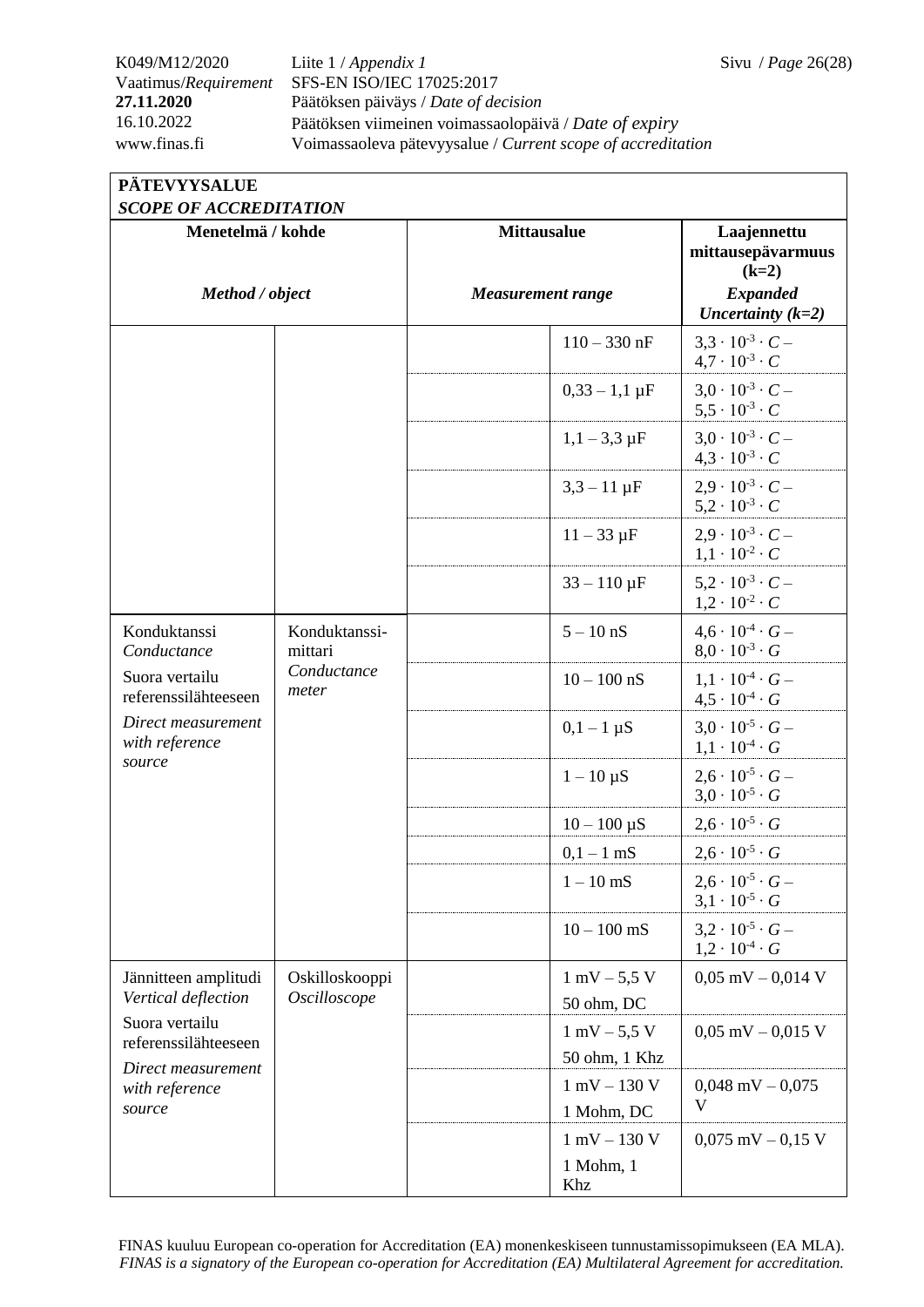| PÄTEVYYSALUE<br>*SCOPE OF ACCREDITATION* | | | | |
|---|---|---|---|---|
| **Menetelmä / kohde**<br>***Method / object*** | | **Mittausalue**<br>***Measurement range*** | | **Laajennettu mittausepävarmuus (k=2)**<br>***Expanded Uncertainty (k=2)*** |
| | | | 110 – 330 nF | $3{,}3 \cdot 10^{-3} \cdot C$ – $4{,}7 \cdot 10^{-3} \cdot C$ |
| | | | 0,33 – 1,1 µF | $3{,}0 \cdot 10^{-3} \cdot C$ – $5{,}5 \cdot 10^{-3} \cdot C$ |
| | | | 1,1 – 3,3 µF | $3{,}0 \cdot 10^{-3} \cdot C$ – $4{,}3 \cdot 10^{-3} \cdot C$ |
| | | | 3,3 – 11 µF | $2{,}9 \cdot 10^{-3} \cdot C$ – $5{,}2 \cdot 10^{-3} \cdot C$ |
| | | | 11 – 33 µF | $2{,}9 \cdot 10^{-3} \cdot C$ – $1{,}1 \cdot 10^{-2} \cdot C$ |
| | | | 33 – 110 µF | $5{,}2 \cdot 10^{-3} \cdot C$ – $1{,}2 \cdot 10^{-2} \cdot C$ |
| Konduktanssi<br>*Conductance*<br>Suora vertailu referenssilähteeseen<br>*Direct measurement with reference source* | Konduktanssi-mittari<br>*Conductance meter* | | 5 – 10 nS | $4{,}6 \cdot 10^{-4} \cdot G$ – $8{,}0 \cdot 10^{-3} \cdot G$ |
| | | | 10 – 100 nS | $1{,}1 \cdot 10^{-4} \cdot G$ – $4{,}5 \cdot 10^{-4} \cdot G$ |
| | | | 0,1 – 1 µS | $3{,}0 \cdot 10^{-5} \cdot G$ – $1{,}1 \cdot 10^{-4} \cdot G$ |
| | | | 1 – 10 µS | $2{,}6 \cdot 10^{-5} \cdot G$ – $3{,}0 \cdot 10^{-5} \cdot G$ |
| | | | 10 – 100 µS | $2{,}6 \cdot 10^{-5} \cdot G$ |
| | | | 0,1 – 1 mS | $2{,}6 \cdot 10^{-5} \cdot G$ |
| | | | 1 – 10 mS | $2{,}6 \cdot 10^{-5} \cdot G$ – $3{,}1 \cdot 10^{-5} \cdot G$ |
| | | | 10 – 100 mS | $3{,}2 \cdot 10^{-5} \cdot G$ – $1{,}2 \cdot 10^{-4} \cdot G$ |
| Jännitteen amplitudi<br>*Vertical deflection*<br>Suora vertailu referenssilähteeseen<br>*Direct measurement with reference source* | Oskilloskooppi<br>*Oscilloscope* | | 1 mV – 5,5 V<br>50 ohm, DC | 0,05 mV – 0,014 V |
| | | | 1 mV – 5,5 V<br>50 ohm, 1 Khz | 0,05 mV – 0,015 V |
| | | | 1 mV – 130 V<br>1 Mohm, DC | 0,048 mV – 0,075 V |
| | | | 1 mV – 130 V<br>1 Mohm, 1 Khz | 0,075 mV – 0,15 V |

FINAS kuuluu European co-operation for Accreditation (EA) monenkeskiseen tunnustamissopimukseen (EA MLA).
*FINAS is a signatory of the European co-operation for Accreditation (EA) Multilateral Agreement for accreditation.*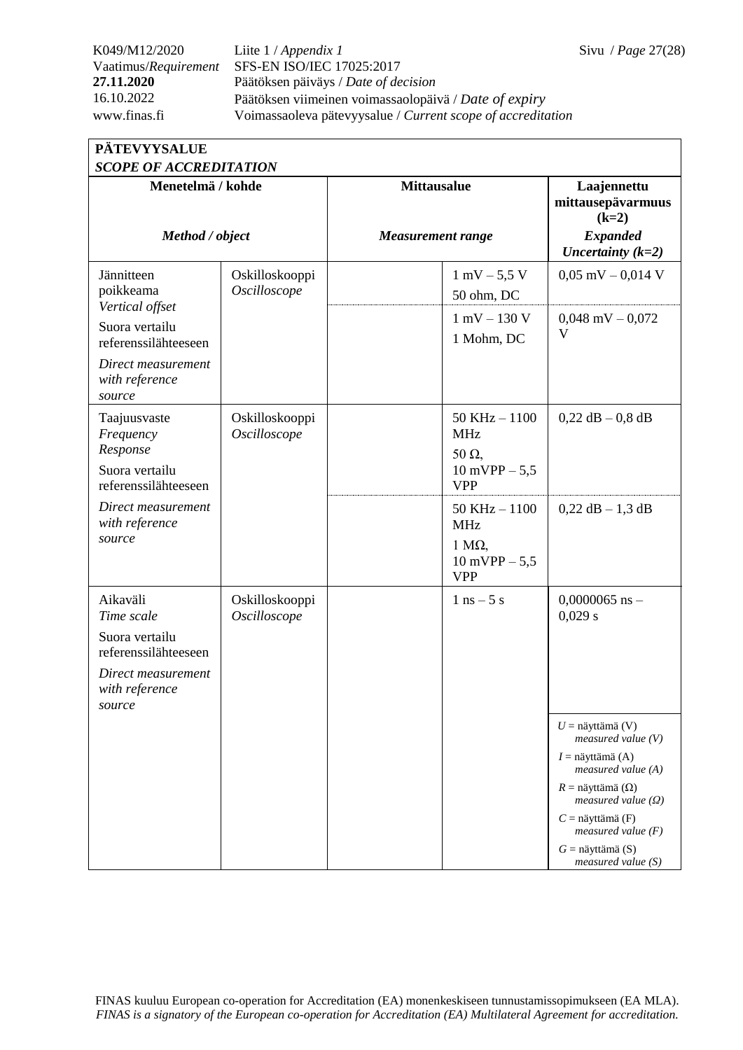**PÄTEVYYSALUE**
***SCOPE OF ACCREDITATION***

| Menetelmä / kohde<br><br>*Method / object* | | Mittausalue<br><br>*Measurement range* | | Laajennettu mittausepävarmuus (k=2)<br>*Expanded Uncertainty (k=2)* |
|---|---|---|---|---|
| Jännitteen poikkeama<br>*Vertical offset*<br>Suora vertailu referenssilähteeseen<br>*Direct measurement with reference source* | Oskilloskooppi<br>*Oscilloscope* | | 1 mV – 5,5 V<br>50 ohm, DC | 0,05 mV – 0,014 V |
| | | | 1 mV – 130 V<br>1 Mohm, DC | 0,048 mV – 0,072 V |
| Taajuusvaste<br>*Frequency Response*<br>Suora vertailu referenssilähteeseen<br>*Direct measurement with reference source* | Oskilloskooppi<br>*Oscilloscope* | | 50 KHz – 1100 MHz<br>50 Ω,<br>10 mVPP – 5,5 VPP | 0,22 dB – 0,8 dB |
| | | | 50 KHz – 1100 MHz<br>1 MΩ,<br>10 mVPP – 5,5 VPP | 0,22 dB – 1,3 dB |
| Aikaväli<br>*Time scale*<br>Suora vertailu referenssilähteeseen<br>*Direct measurement with reference source* | Oskilloskooppi<br>*Oscilloscope* | | 1 ns – 5 s | 0,0000065 ns – 0,029 s |
| | | | | $U$ = näyttämä (V) *measured value (V)*<br>$I$ = näyttämä (A) *measured value (A)*<br>$R$ = näyttämä (Ω) *measured value (Ω)*<br>$C$ = näyttämä (F) *measured value (F)*<br>$G$ = näyttämä (S) *measured value (S)* |

FINAS kuuluu European co-operation for Accreditation (EA) monenkeskiseen tunnustamissopimukseen (EA MLA).
*FINAS is a signatory of the European co-operation for Accreditation (EA) Multilateral Agreement for accreditation.*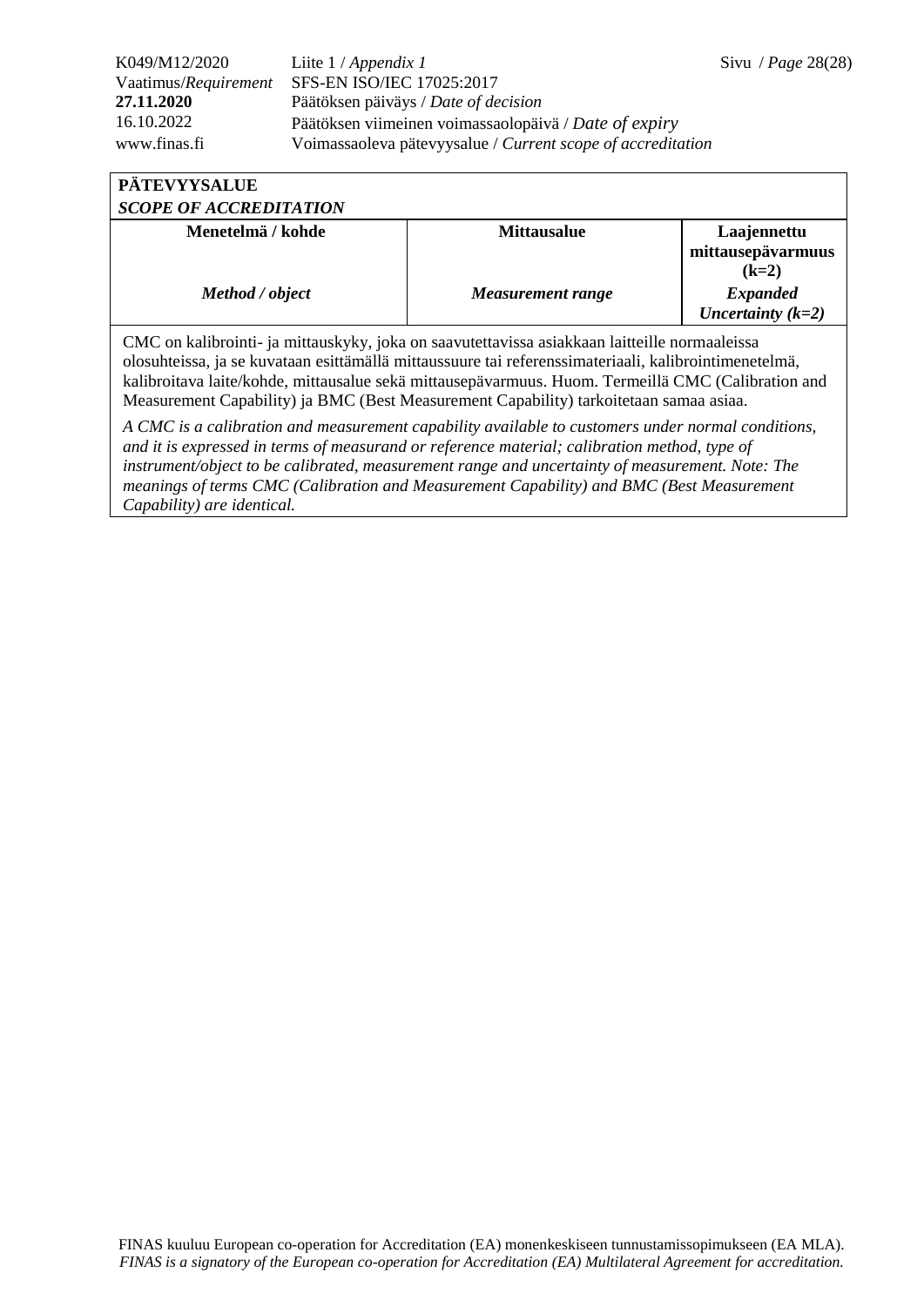| **PÄTEVYYSALUE** *SCOPE OF ACCREDITATION* | | |
|---|---|---|
| **Menetelmä / kohde** *Method / object* | **Mittausalue** *Measurement range* | **Laajennettu mittausepävarmuus (k=2)** *Expanded Uncertainty (k=2)* |

CMC on kalibrointi- ja mittauskyky, joka on saavutettavissa asiakkaan laitteille normaaleissa olosuhteissa, ja se kuvataan esittämällä mittaussuure tai referenssimateriaali, kalibrointimenetelmä, kalibroitava laite/kohde, mittausalue sekä mittausepävarmuus. Huom. Termeillä CMC (Calibration and Measurement Capability) ja BMC (Best Measurement Capability) tarkoitetaan samaa asiaa.

*A CMC is a calibration and measurement capability available to customers under normal conditions, and it is expressed in terms of measurand or reference material; calibration method, type of instrument/object to be calibrated, measurement range and uncertainty of measurement. Note: The meanings of terms CMC (Calibration and Measurement Capability) and BMC (Best Measurement Capability) are identical.*